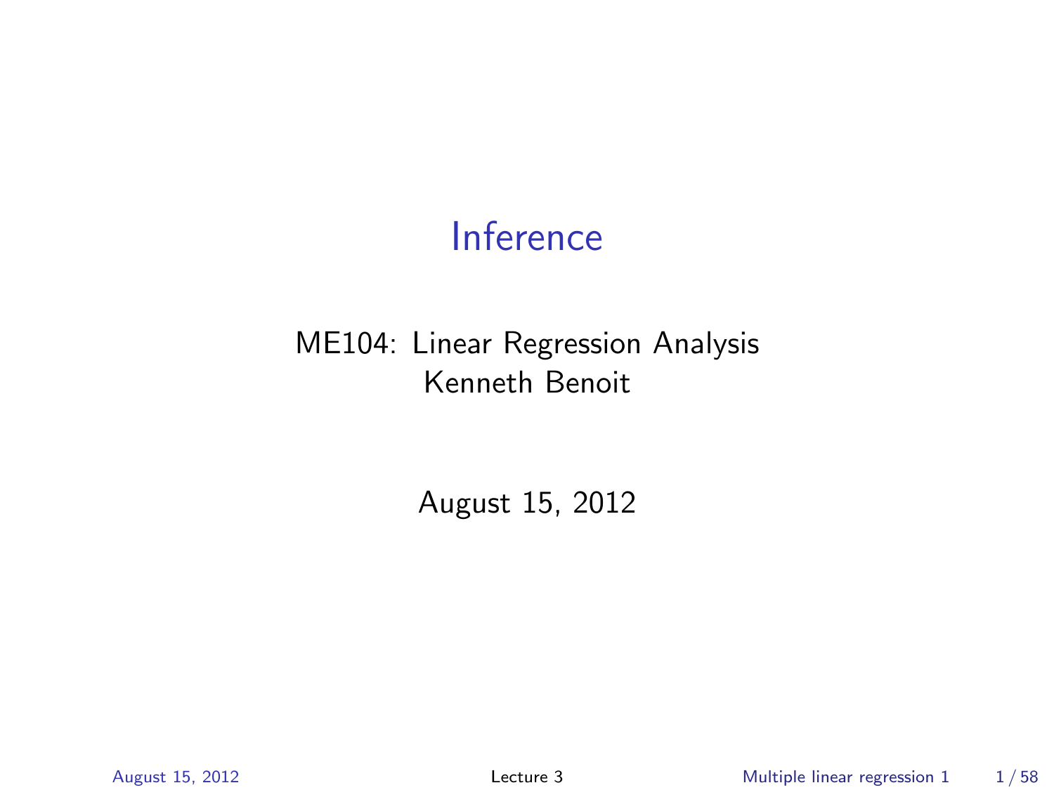# Inference

ME104: Linear Regression Analysis
Kenneth Benoit

August 15, 2012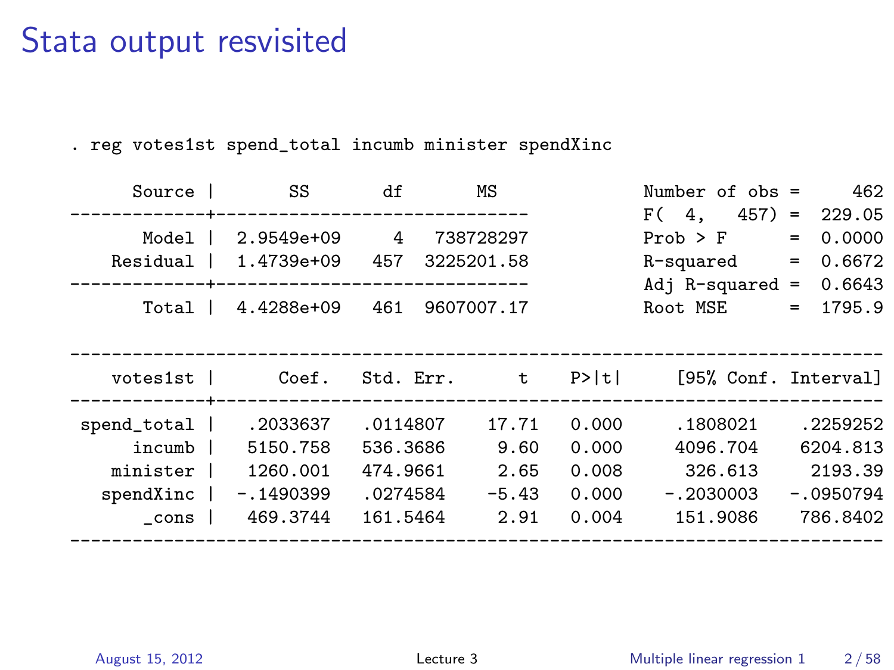# Stata output resvisited

```
. reg votes1st spend_total incumb minister spendXinc

      Source |       SS       df       MS              Number of obs =     462
-------------+------------------------------           F(  4,   457) =  229.05
       Model |  2.9549e+09     4   738728297           Prob > F      =  0.0000
    Residual |  1.4739e+09   457  3225201.58           R-squared     =  0.6672
-------------+------------------------------           Adj R-squared =  0.6643
       Total |  4.4288e+09   461  9607007.17           Root MSE      =  1795.9

------------------------------------------------------------------------------
    votes1st |      Coef.   Std. Err.      t    P>|t|     [95% Conf. Interval]
-------------+----------------------------------------------------------------
 spend_total |   .2033637   .0114807    17.71   0.000     .1808021    .2259252
      incumb |   5150.758   536.3686     9.60   0.000     4096.704    6204.813
    minister |   1260.001   474.9661     2.65   0.008      326.613     2193.39
   spendXinc |  -.1490399   .0274584    -5.43   0.000    -.2030003   -.0950794
       _cons |   469.3744   161.5464     2.91   0.004     151.9086    786.8402
------------------------------------------------------------------------------
```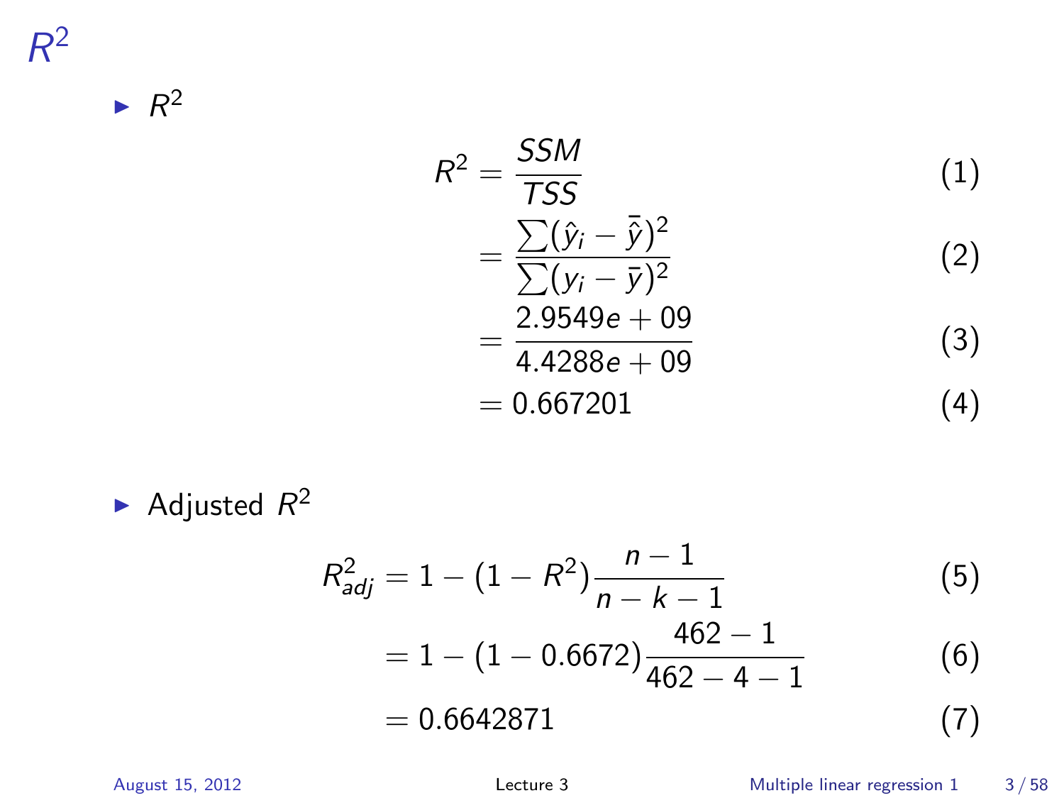# $R^2$

- $R^2$

$$
\begin{aligned}
R^2 &= \frac{SSM}{TSS} && (1)\\
&= \frac{\sum(\hat{y}_i - \bar{\hat{y}})^2}{\sum(y_i - \bar{y})^2} && (2)\\
&= \frac{2.9549e+09}{4.4288e+09} && (3)\\
&= 0.667201 && (4)
\end{aligned}
$$

- Adjusted $R^2$

$$
\begin{aligned}
R^2_{adj} &= 1 - (1 - R^2)\frac{n-1}{n-k-1} && (5)\\
&= 1 - (1 - 0.6672)\frac{462-1}{462-4-1} && (6)\\
&= 0.6642871 && (7)
\end{aligned}
$$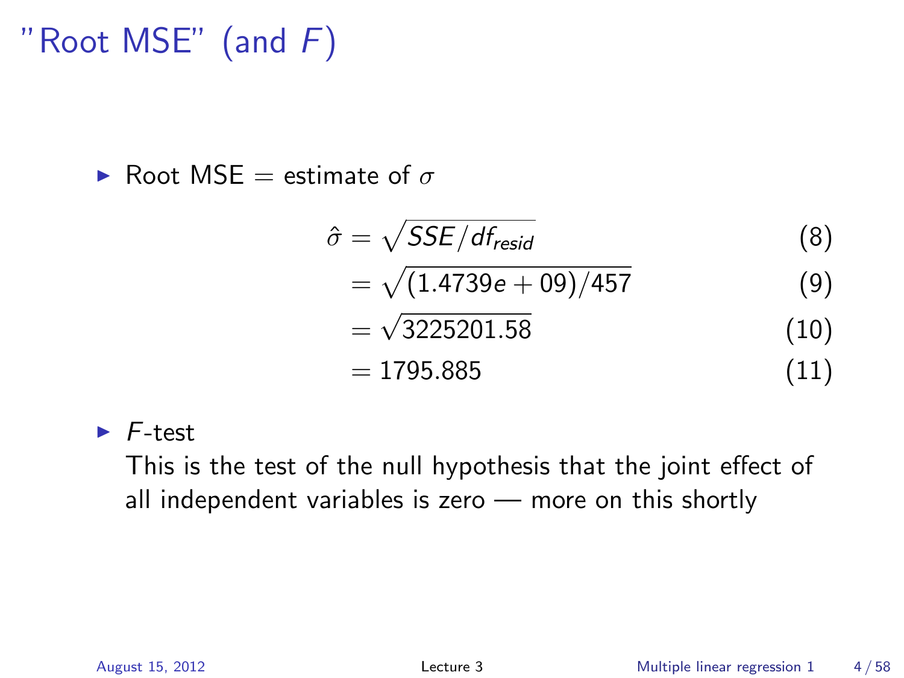# "Root MSE" (and $F$)

- Root MSE = estimate of $\sigma$

$$
\begin{aligned}
\hat{\sigma} &= \sqrt{SSE/df_{resid}} && (8) \\
&= \sqrt{(1.4739e+09)/457} && (9) \\
&= \sqrt{3225201.58} && (10) \\
&= 1795.885 && (11)
\end{aligned}
$$

- $F$-test
  This is the test of the null hypothesis that the joint effect of all independent variables is zero — more on this shortly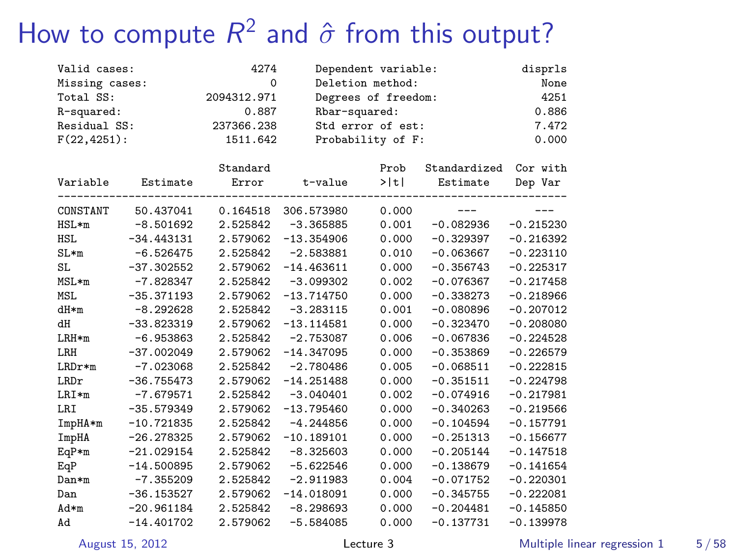# How to compute $R^2$ and $\hat{\sigma}$ from this output?

```
Valid cases:                    4274      Dependent variable:             disprls
Missing cases:                     0      Deletion method:                   None
Total SS:                2094312.971      Degrees of freedom:                4251
R-squared:                     0.887      Rbar-squared:                     0.886
Residual SS:              237366.238      Std error of est:                 7.472
F(22,4251):                 1511.642      Probability of F:                 0.000
```

| Variable | Estimate | Standard Error | t-value | Prob >\|t\| | Standardized Estimate | Cor with Dep Var |
|---|---|---|---|---|---|---|
| CONSTANT | 50.437041 | 0.164518 | 306.573980 | 0.000 | --- | --- |
| HSL*m | -8.501692 | 2.525842 | -3.365885 | 0.001 | -0.082936 | -0.215230 |
| HSL | -34.443131 | 2.579062 | -13.354906 | 0.000 | -0.329397 | -0.216392 |
| SL*m | -6.526475 | 2.525842 | -2.583881 | 0.010 | -0.063667 | -0.223110 |
| SL | -37.302552 | 2.579062 | -14.463611 | 0.000 | -0.356743 | -0.225317 |
| MSL*m | -7.828347 | 2.525842 | -3.099302 | 0.002 | -0.076367 | -0.217458 |
| MSL | -35.371193 | 2.579062 | -13.714750 | 0.000 | -0.338273 | -0.218966 |
| dH*m | -8.292628 | 2.525842 | -3.283115 | 0.001 | -0.080896 | -0.207012 |
| dH | -33.823319 | 2.579062 | -13.114581 | 0.000 | -0.323470 | -0.208080 |
| LRH*m | -6.953863 | 2.525842 | -2.753087 | 0.006 | -0.067836 | -0.224528 |
| LRH | -37.002049 | 2.579062 | -14.347095 | 0.000 | -0.353869 | -0.226579 |
| LRDr*m | -7.023068 | 2.525842 | -2.780486 | 0.005 | -0.068511 | -0.222815 |
| LRDr | -36.755473 | 2.579062 | -14.251488 | 0.000 | -0.351511 | -0.224798 |
| LRI*m | -7.679571 | 2.525842 | -3.040401 | 0.002 | -0.074916 | -0.217981 |
| LRI | -35.579349 | 2.579062 | -13.795460 | 0.000 | -0.340263 | -0.219566 |
| ImpHA*m | -10.721835 | 2.525842 | -4.244856 | 0.000 | -0.104594 | -0.157791 |
| ImpHA | -26.278325 | 2.579062 | -10.189101 | 0.000 | -0.251313 | -0.156677 |
| EqP*m | -21.029154 | 2.525842 | -8.325603 | 0.000 | -0.205144 | -0.147518 |
| EqP | -14.500895 | 2.579062 | -5.622546 | 0.000 | -0.138679 | -0.141654 |
| Dan*m | -7.355209 | 2.525842 | -2.911983 | 0.004 | -0.071752 | -0.220301 |
| Dan | -36.153527 | 2.579062 | -14.018091 | 0.000 | -0.345755 | -0.222081 |
| Ad*m | -20.961184 | 2.525842 | -8.298693 | 0.000 | -0.204481 | -0.145850 |
| Ad | -14.401702 | 2.579062 | -5.584085 | 0.000 | -0.137731 | -0.139978 |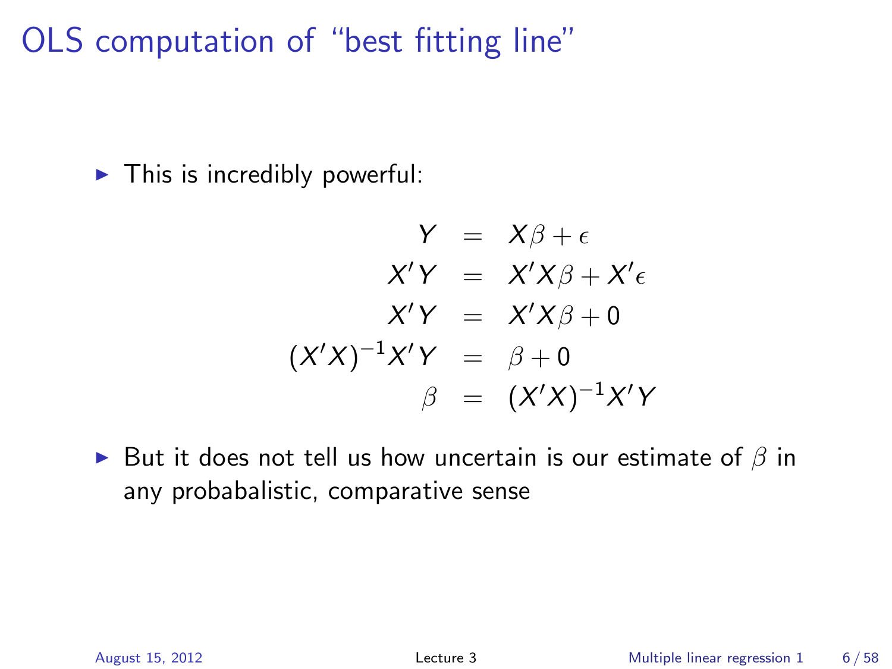# OLS computation of "best fitting line"

- This is incredibly powerful:

$$
\begin{aligned}
Y &= X\beta + \epsilon \\
X'Y &= X'X\beta + X'\epsilon \\
X'Y &= X'X\beta + 0 \\
(X'X)^{-1}X'Y &= \beta + 0 \\
\beta &= (X'X)^{-1}X'Y
\end{aligned}
$$

- But it does not tell us how uncertain is our estimate of $\beta$ in any probabalistic, comparative sense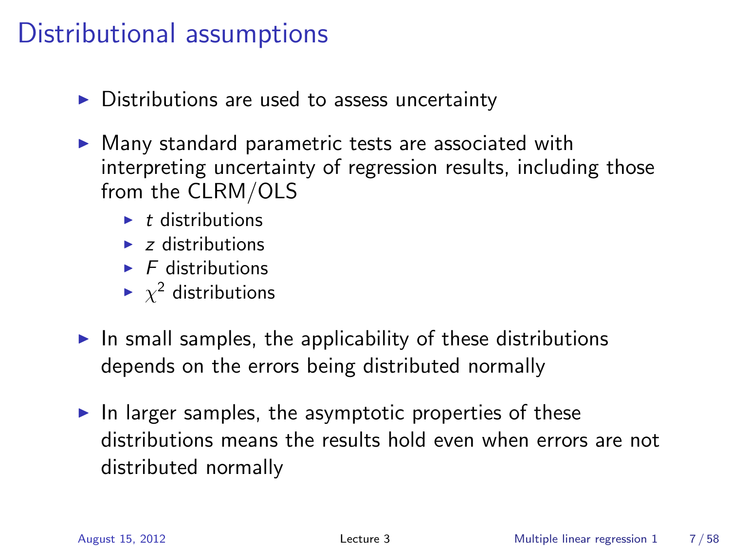# Distributional assumptions

- Distributions are used to assess uncertainty
- Many standard parametric tests are associated with interpreting uncertainty of regression results, including those from the CLRM/OLS
  - $t$ distributions
  - $z$ distributions
  - $F$ distributions
  - $\chi^2$ distributions
- In small samples, the applicability of these distributions depends on the errors being distributed normally
- In larger samples, the asymptotic properties of these distributions means the results hold even when errors are not distributed normally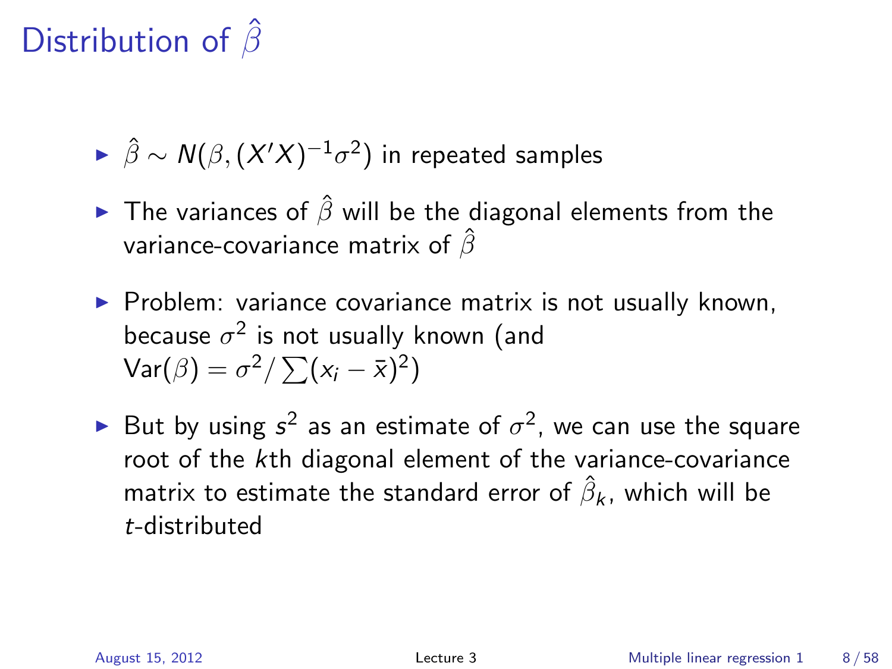# Distribution of $\hat{\beta}$

- $\hat{\beta} \sim N(\beta, (X'X)^{-1}\sigma^2)$ in repeated samples
- The variances of $\hat{\beta}$ will be the diagonal elements from the variance-covariance matrix of $\hat{\beta}$
- Problem: variance covariance matrix is not usually known, because $\sigma^2$ is not usually known (and $\text{Var}(\beta) = \sigma^2 / \sum(x_i - \bar{x})^2)$
- But by using $s^2$ as an estimate of $\sigma^2$, we can use the square root of the $k$th diagonal element of the variance-covariance matrix to estimate the standard error of $\hat{\beta}_k$, which will be $t$-distributed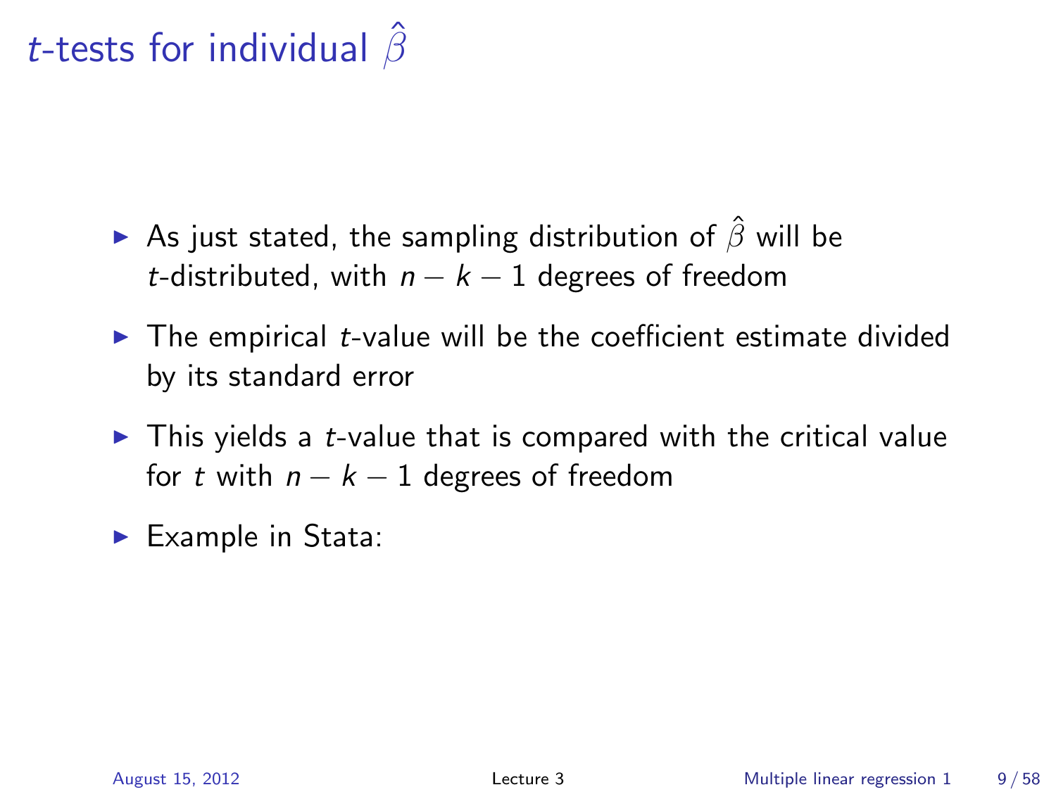# $t$-tests for individual $\hat{\beta}$

- As just stated, the sampling distribution of $\hat{\beta}$ will be $t$-distributed, with $n - k - 1$ degrees of freedom
- The empirical $t$-value will be the coefficient estimate divided by its standard error
- This yields a $t$-value that is compared with the critical value for $t$ with $n - k - 1$ degrees of freedom
- Example in Stata: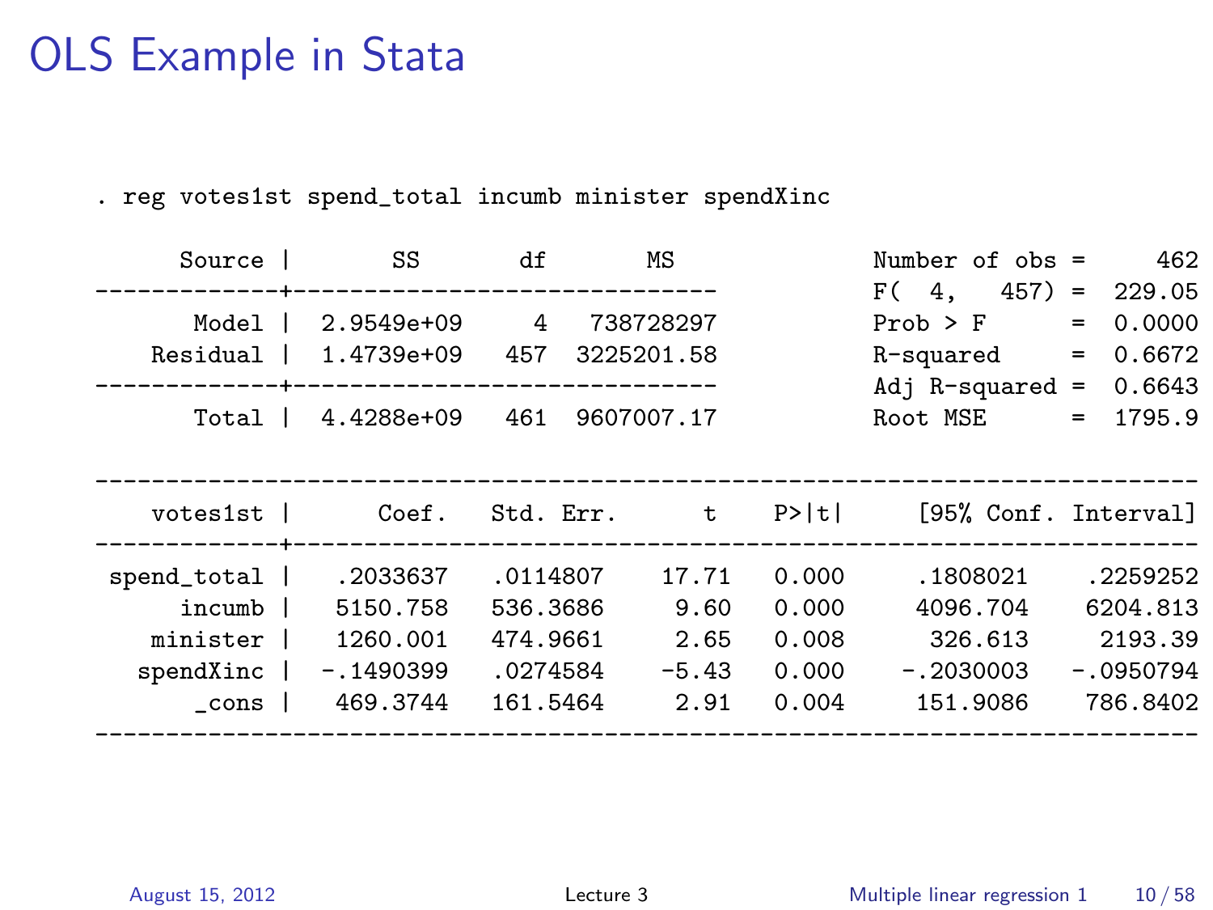# OLS Example in Stata

```
. reg votes1st spend_total incumb minister spendXinc

      Source |       SS       df       MS              Number of obs =     462
-------------+------------------------------           F(  4,   457) =  229.05
       Model |  2.9549e+09     4   738728297           Prob > F      =  0.0000
    Residual |  1.4739e+09   457  3225201.58           R-squared     =  0.6672
-------------+------------------------------           Adj R-squared =  0.6643
       Total |  4.4288e+09   461  9607007.17           Root MSE      =  1795.9

------------------------------------------------------------------------------
    votes1st |      Coef.   Std. Err.      t    P>|t|     [95% Conf. Interval]
-------------+----------------------------------------------------------------
 spend_total |   .2033637   .0114807    17.71   0.000     .1808021    .2259252
      incumb |   5150.758   536.3686     9.60   0.000     4096.704    6204.813
    minister |   1260.001   474.9661     2.65   0.008      326.613     2193.39
   spendXinc |  -.1490399   .0274584    -5.43   0.000    -.2030003   -.0950794
       _cons |   469.3744   161.5464     2.91   0.004     151.9086    786.8402
------------------------------------------------------------------------------
```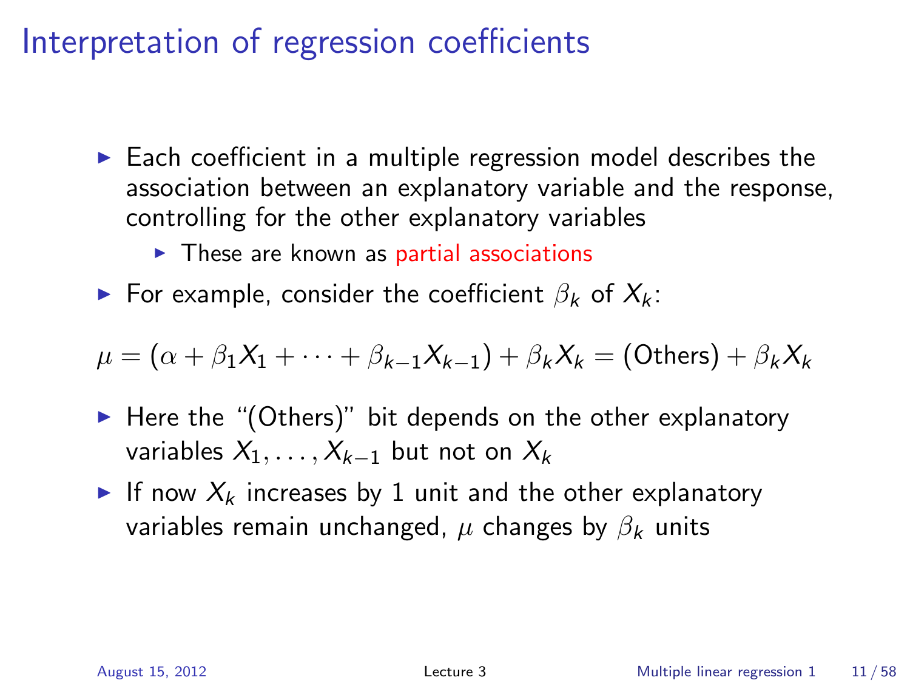# Interpretation of regression coefficients

- Each coefficient in a multiple regression model describes the association between an explanatory variable and the response, controlling for the other explanatory variables
  - These are known as partial associations
- For example, consider the coefficient $\beta_k$ of $X_k$:

$$\mu = (\alpha + \beta_1 X_1 + \cdots + \beta_{k-1} X_{k-1}) + \beta_k X_k = (\text{Others}) + \beta_k X_k$$

- Here the "(Others)" bit depends on the other explanatory variables $X_1, \ldots, X_{k-1}$ but not on $X_k$
- If now $X_k$ increases by 1 unit and the other explanatory variables remain unchanged, $\mu$ changes by $\beta_k$ units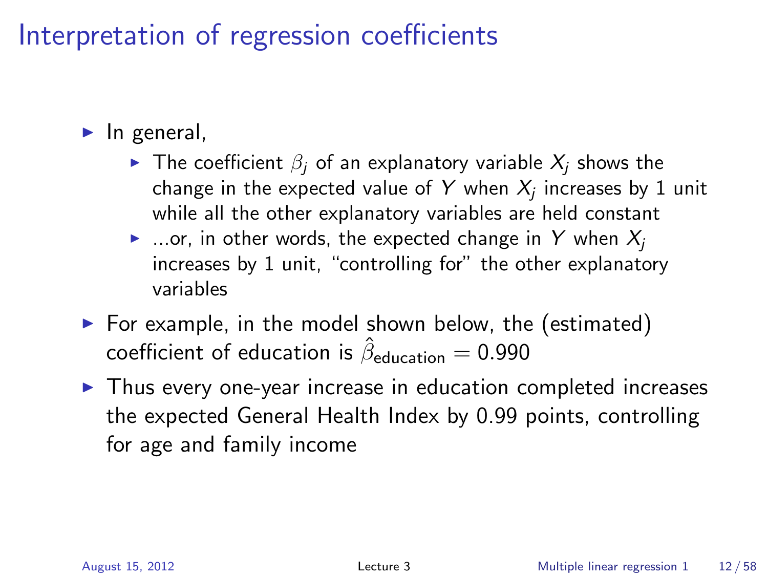# Interpretation of regression coefficients

- In general,
  - The coefficient $\beta_j$ of an explanatory variable $X_j$ shows the change in the expected value of $Y$ when $X_j$ increases by 1 unit while all the other explanatory variables are held constant
  - ...or, in other words, the expected change in $Y$ when $X_j$ increases by 1 unit, "controlling for" the other explanatory variables
- For example, in the model shown below, the (estimated) coefficient of education is $\hat{\beta}_{\text{education}} = 0.990$
- Thus every one-year increase in education completed increases the expected General Health Index by 0.99 points, controlling for age and family income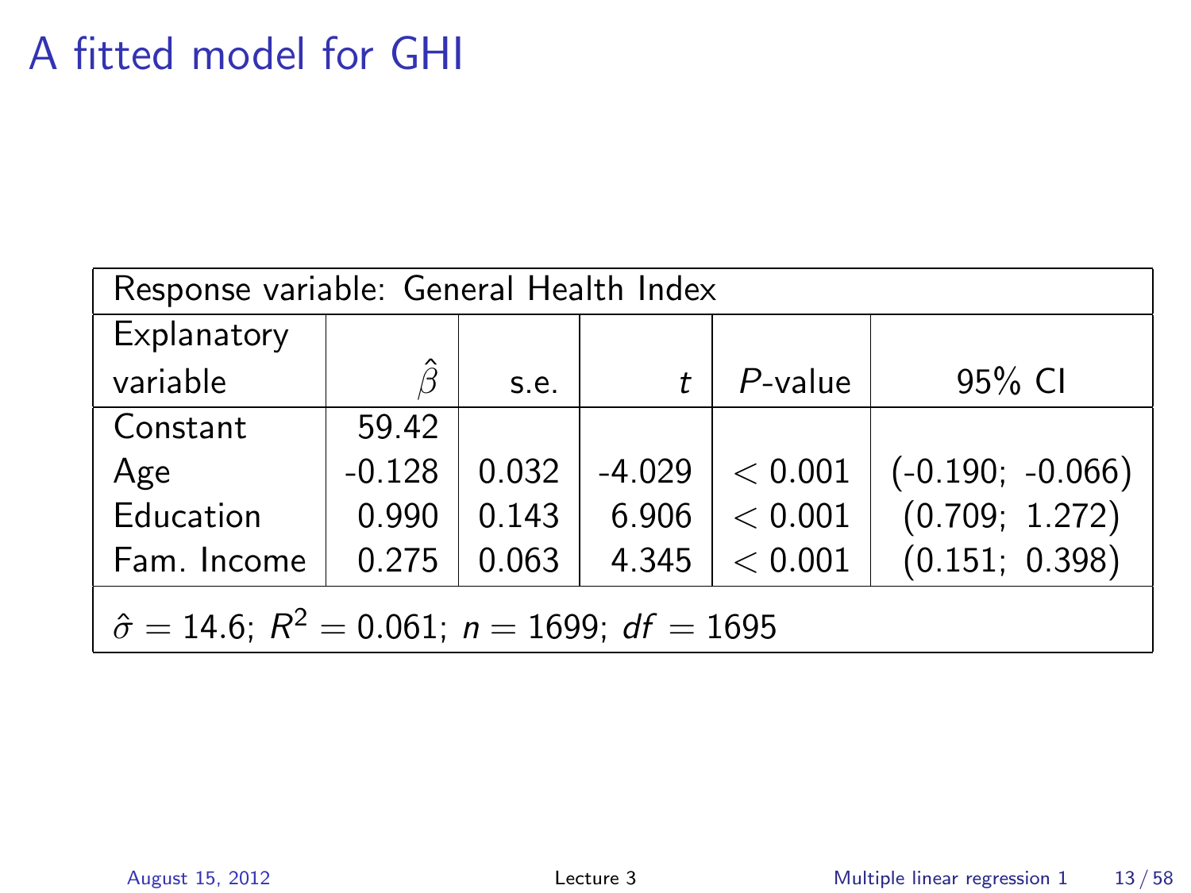# A fitted model for GHI

| Response variable: General Health Index | | | | | |
|---|---|---|---|---|---|
| Explanatory variable | $\hat{\beta}$ | s.e. | $t$ | $P$-value | 95% CI |
| Constant | 59.42 | | | | |
| Age | -0.128 | 0.032 | -4.029 | $< 0.001$ | (-0.190; -0.066) |
| Education | 0.990 | 0.143 | 6.906 | $< 0.001$ | (0.709; 1.272) |
| Fam. Income | 0.275 | 0.063 | 4.345 | $< 0.001$ | (0.151; 0.398) |
| $\hat{\sigma} = 14.6$; $R^2 = 0.061$; $n = 1699$; $df = 1695$ | | | | | |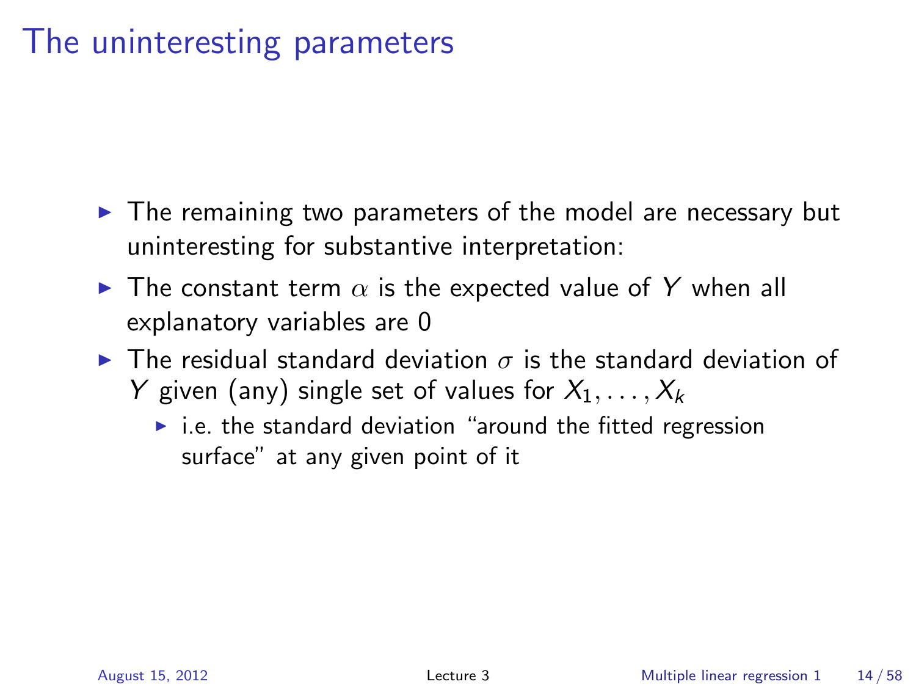# The uninteresting parameters

- The remaining two parameters of the model are necessary but uninteresting for substantive interpretation:
- The constant term $\alpha$ is the expected value of $Y$ when all explanatory variables are 0
- The residual standard deviation $\sigma$ is the standard deviation of $Y$ given (any) single set of values for $X_1, \ldots, X_k$
  - i.e. the standard deviation "around the fitted regression surface" at any given point of it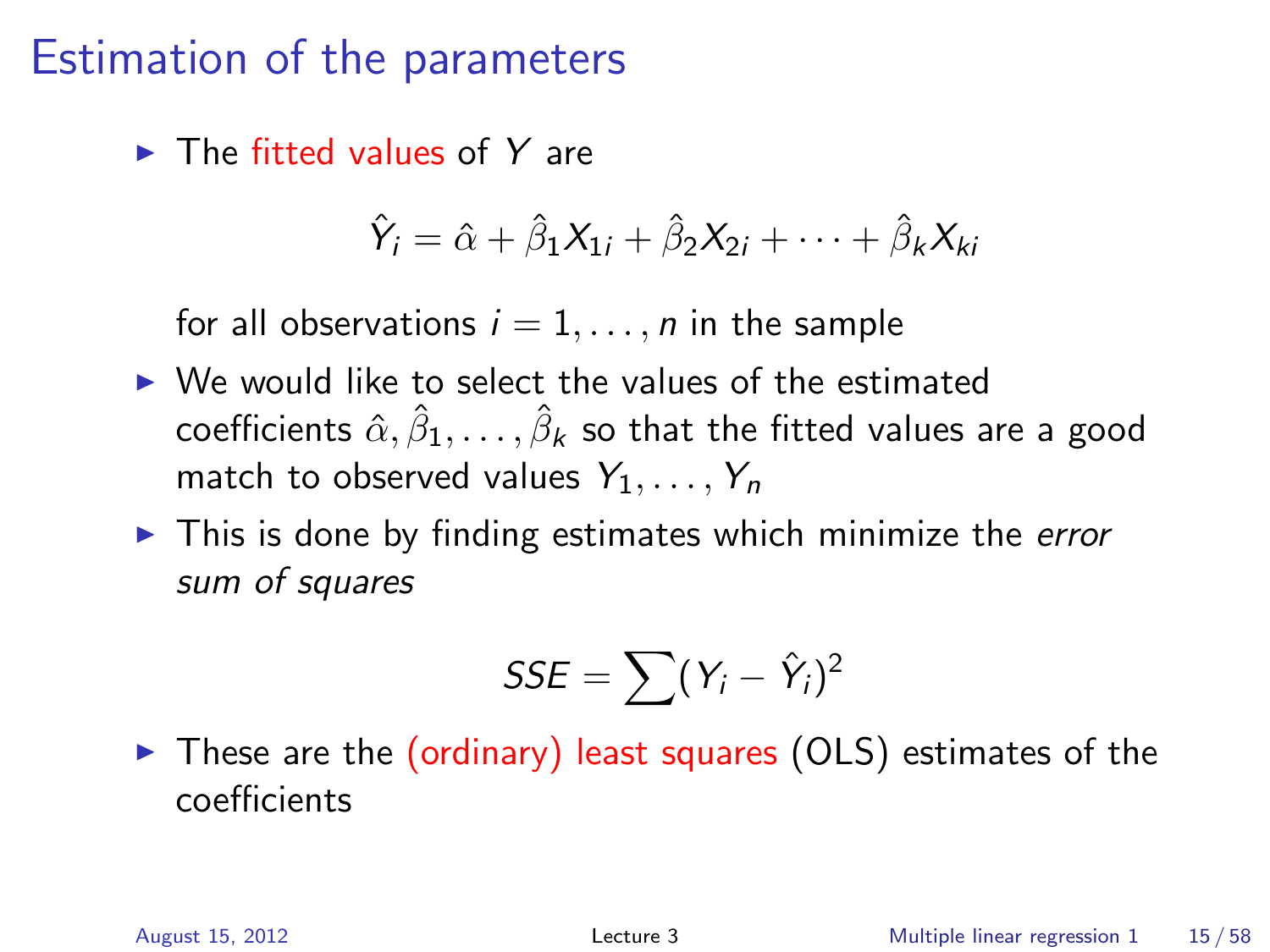# Estimation of the parameters

- The fitted values of $Y$ are

$$\hat{Y}_i = \hat{\alpha} + \hat{\beta}_1 X_{1i} + \hat{\beta}_2 X_{2i} + \cdots + \hat{\beta}_k X_{ki}$$

  for all observations $i = 1, \ldots, n$ in the sample

- We would like to select the values of the estimated coefficients $\hat{\alpha}, \hat{\beta}_1, \ldots, \hat{\beta}_k$ so that the fitted values are a good match to observed values $Y_1, \ldots, Y_n$
- This is done by finding estimates which minimize the *error sum of squares*

$$SSE = \sum (Y_i - \hat{Y}_i)^2$$

- These are the (ordinary) least squares (OLS) estimates of the coefficients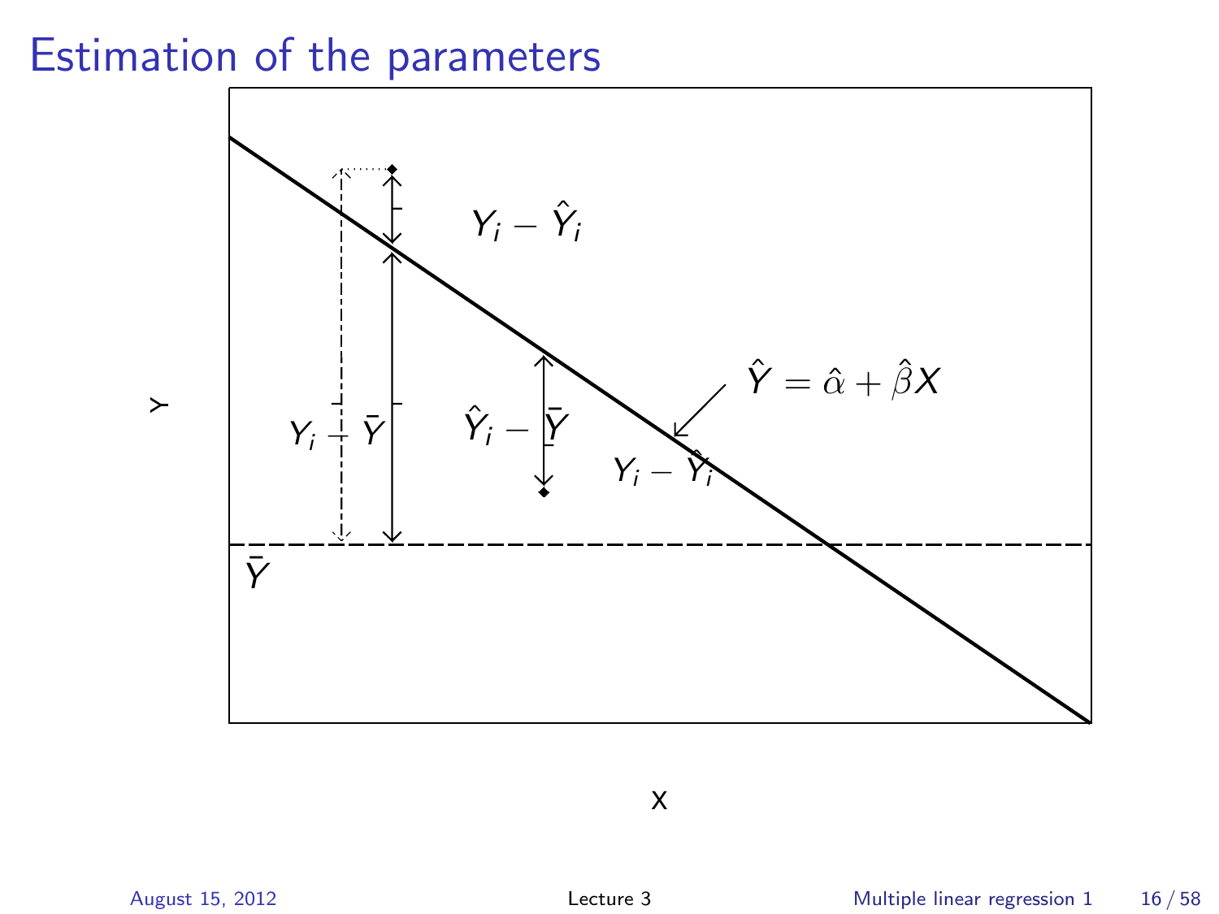# Estimation of the parameters

$Y_i - \hat{Y}_i$

$\hat{Y} = \hat{\alpha} + \hat{\beta}X$

$Y_i - \bar{Y}$

$\hat{Y}_i - \bar{Y}$

$Y_i - \hat{Y}_i$

$\bar{Y}$

Y

X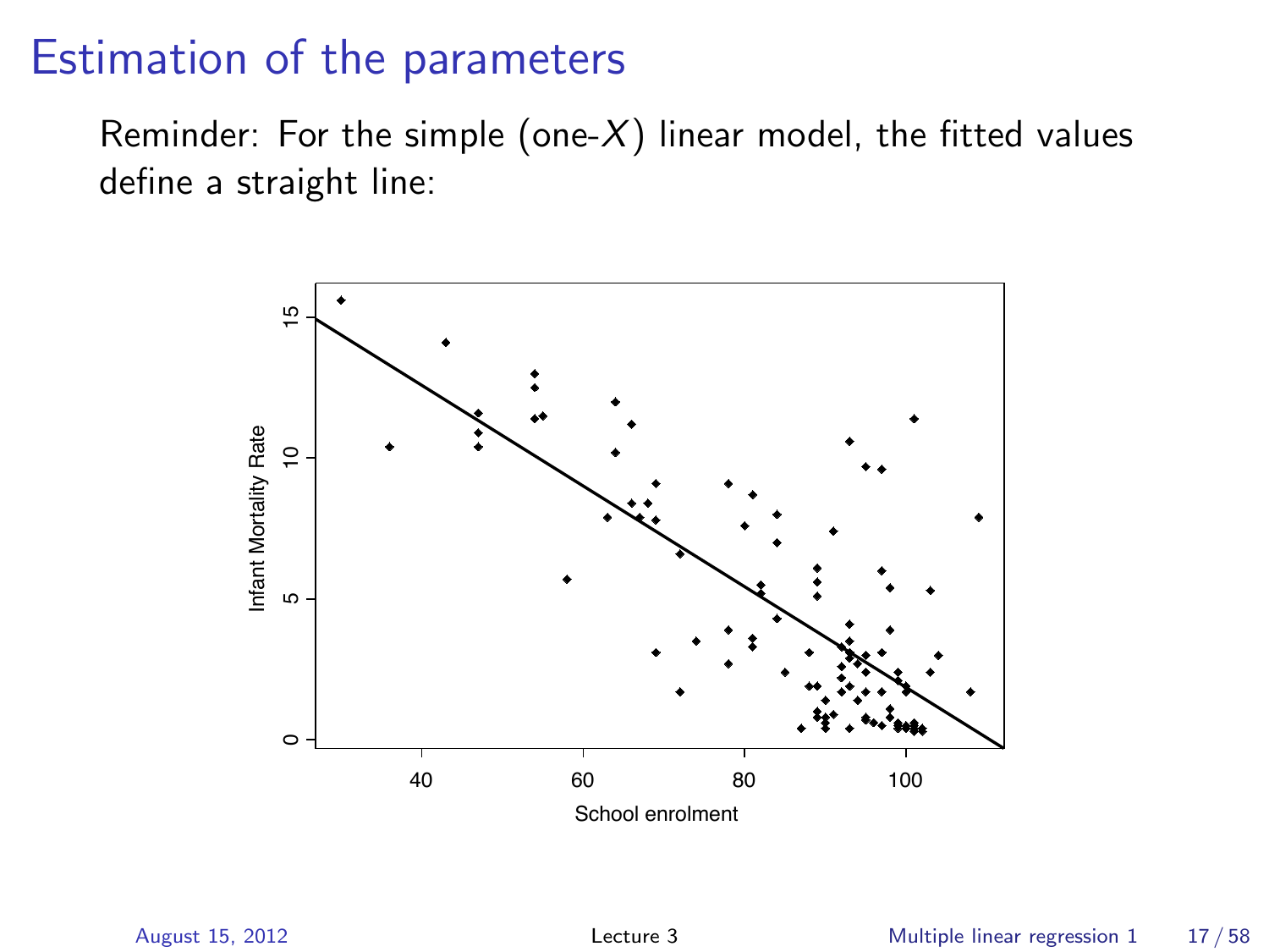# Estimation of the parameters

Reminder: For the simple (one-$X$) linear model, the fitted values define a straight line: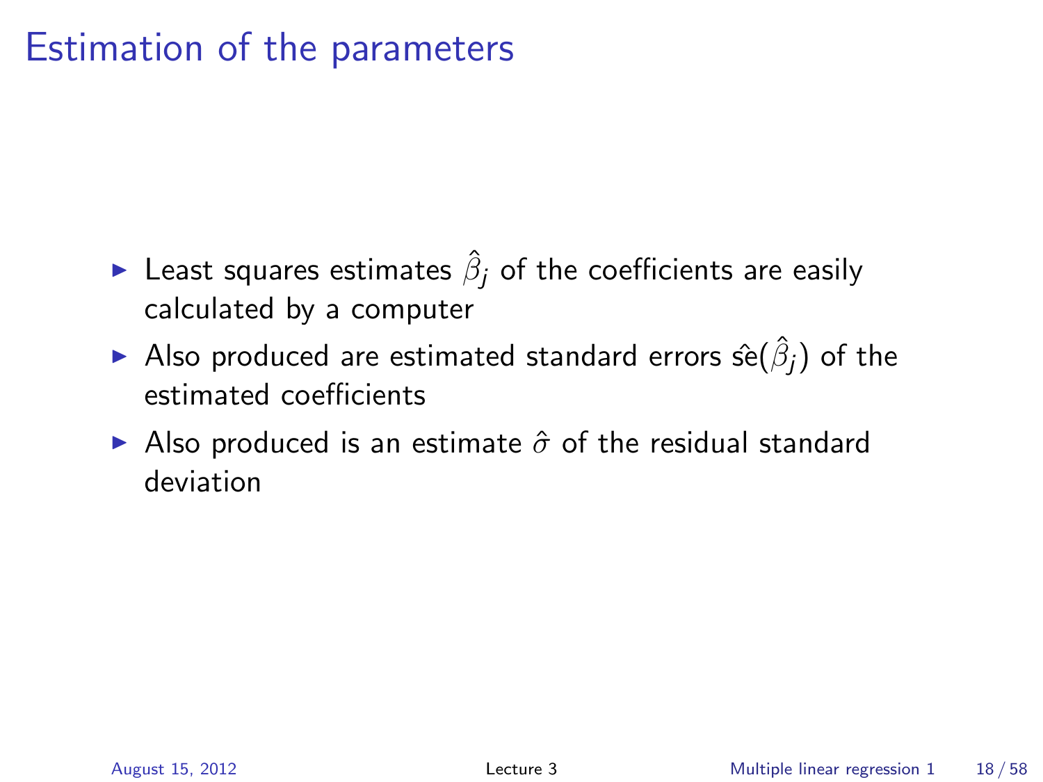# Estimation of the parameters

- Least squares estimates $\hat{\beta}_j$ of the coefficients are easily calculated by a computer
- Also produced are estimated standard errors $\hat{\text{se}}(\hat{\beta}_j)$ of the estimated coefficients
- Also produced is an estimate $\hat{\sigma}$ of the residual standard deviation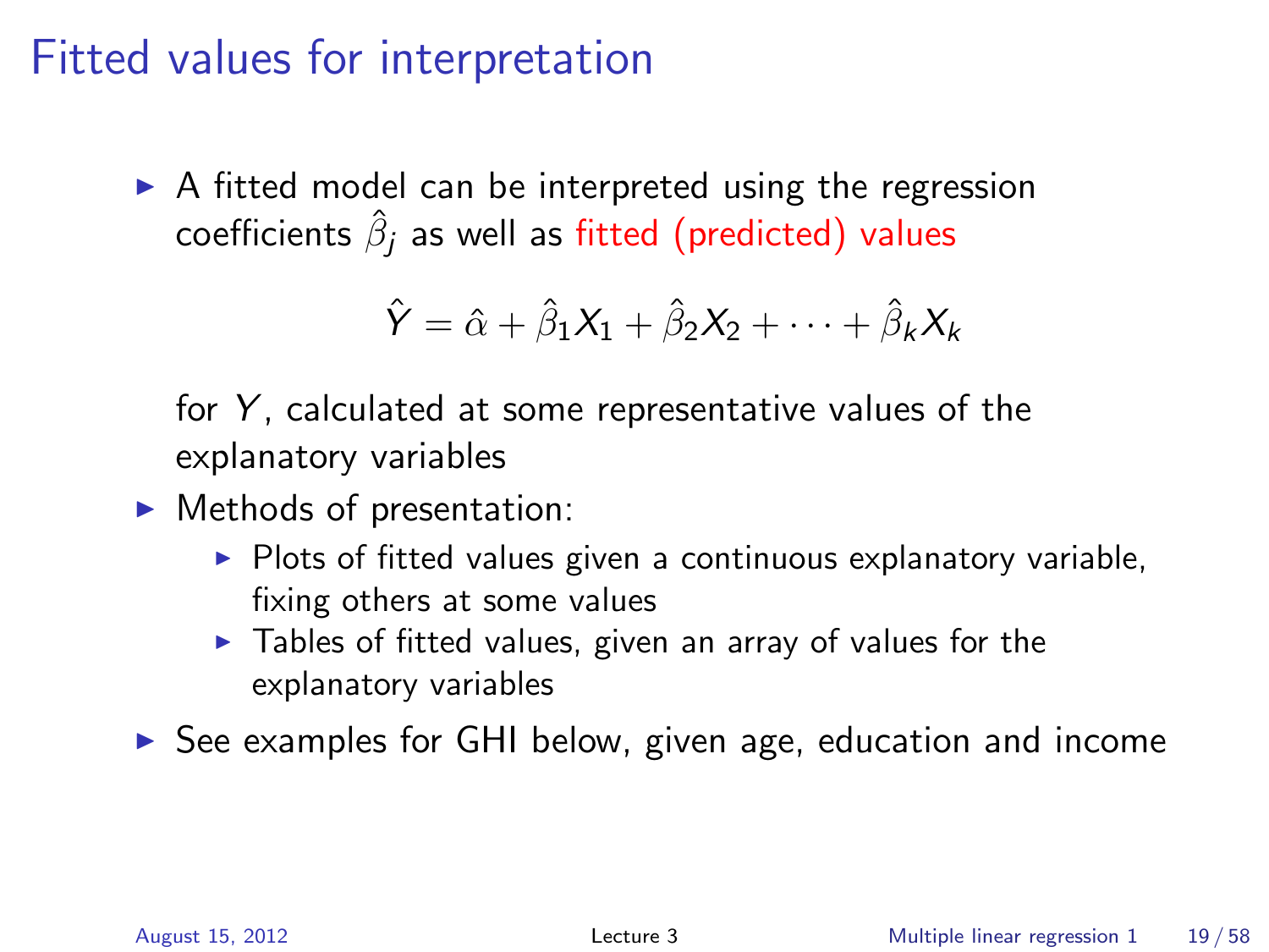# Fitted values for interpretation

- A fitted model can be interpreted using the regression coefficients $\hat{\beta}_j$ as well as fitted (predicted) values

$$\hat{Y} = \hat{\alpha} + \hat{\beta}_1 X_1 + \hat{\beta}_2 X_2 + \cdots + \hat{\beta}_k X_k$$

  for $Y$, calculated at some representative values of the explanatory variables
- Methods of presentation:
  - Plots of fitted values given a continuous explanatory variable, fixing others at some values
  - Tables of fitted values, given an array of values for the explanatory variables
- See examples for GHI below, given age, education and income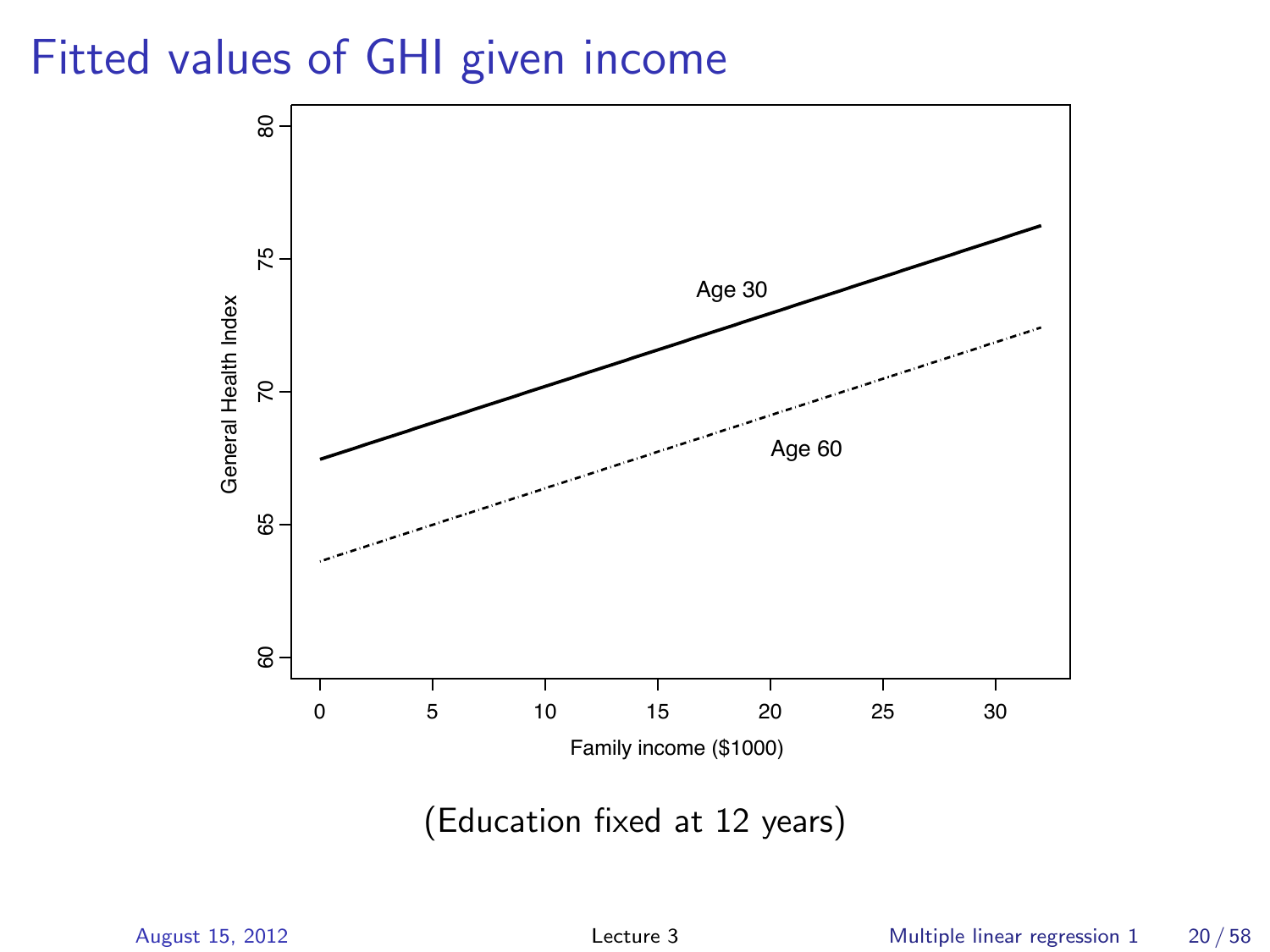# Fitted values of GHI given income

(Education fixed at 12 years)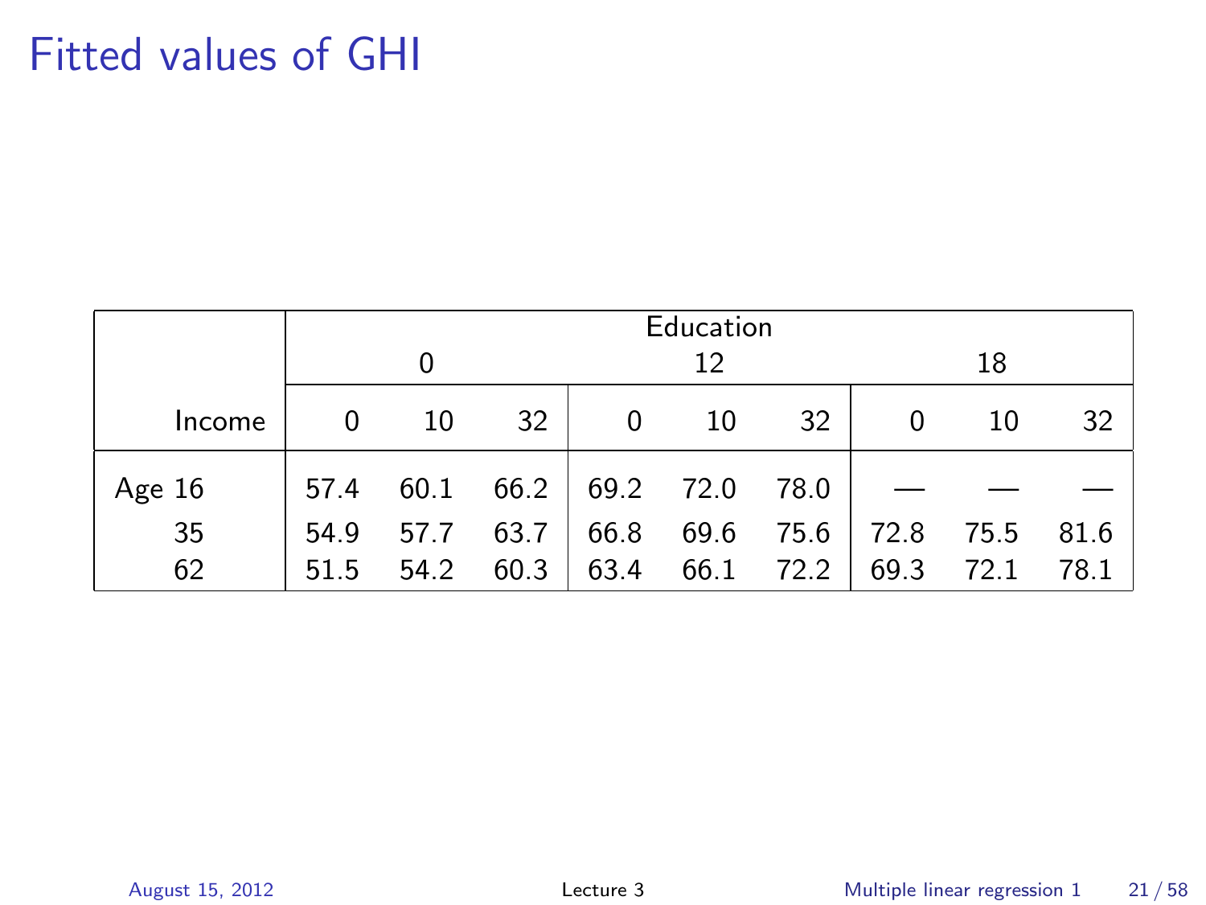# Fitted values of GHI

| | Education | | | | | | | | |
|---|---|---|---|---|---|---|---|---|---|
| | 0 | | | 12 | | | 18 | | |
| Income | 0 | 10 | 32 | 0 | 10 | 32 | 0 | 10 | 32 |
| Age 16 | 57.4 | 60.1 | 66.2 | 69.2 | 72.0 | 78.0 | — | — | — |
| 35 | 54.9 | 57.7 | 63.7 | 66.8 | 69.6 | 75.6 | 72.8 | 75.5 | 81.6 |
| 62 | 51.5 | 54.2 | 60.3 | 63.4 | 66.1 | 72.2 | 69.3 | 72.1 | 78.1 |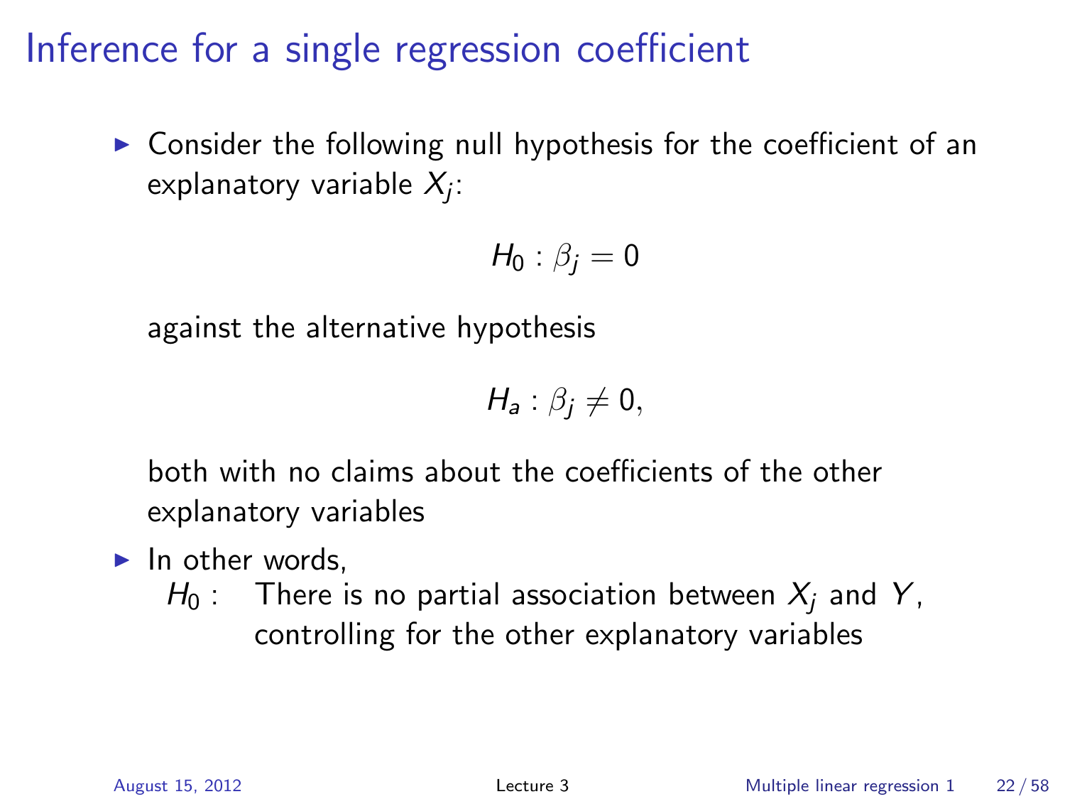# Inference for a single regression coefficient

- Consider the following null hypothesis for the coefficient of an explanatory variable $X_j$:

$$H_0 : \beta_j = 0$$

  against the alternative hypothesis

$$H_a : \beta_j \neq 0,$$

  both with no claims about the coefficients of the other explanatory variables

- In other words,

  $H_0$ : There is no partial association between $X_j$ and $Y$, controlling for the other explanatory variables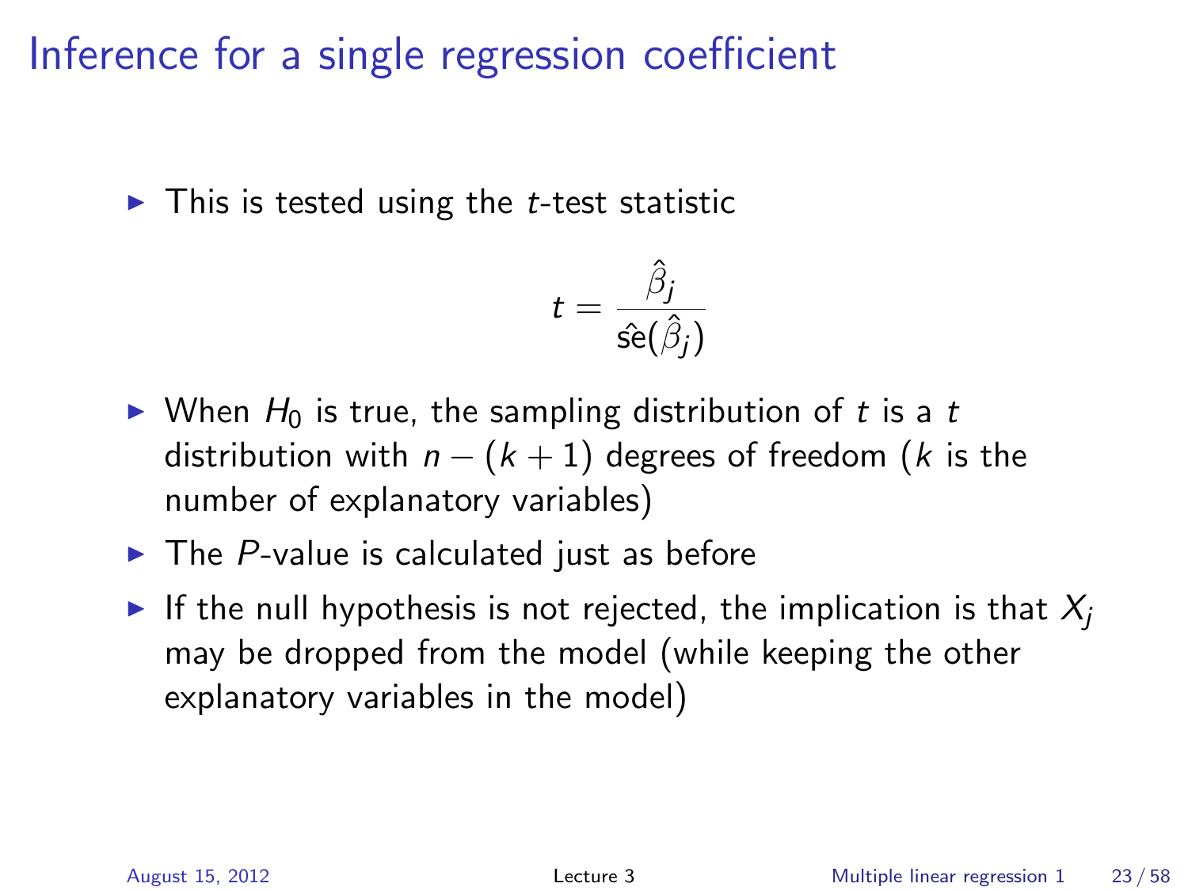# Inference for a single regression coefficient

- This is tested using the $t$-test statistic

$$t = \frac{\hat{\beta}_j}{\hat{\text{se}}(\hat{\beta}_j)}$$

- When $H_0$ is true, the sampling distribution of $t$ is a $t$ distribution with $n - (k + 1)$ degrees of freedom ($k$ is the number of explanatory variables)
- The $P$-value is calculated just as before
- If the null hypothesis is not rejected, the implication is that $X_j$ may be dropped from the model (while keeping the other explanatory variables in the model)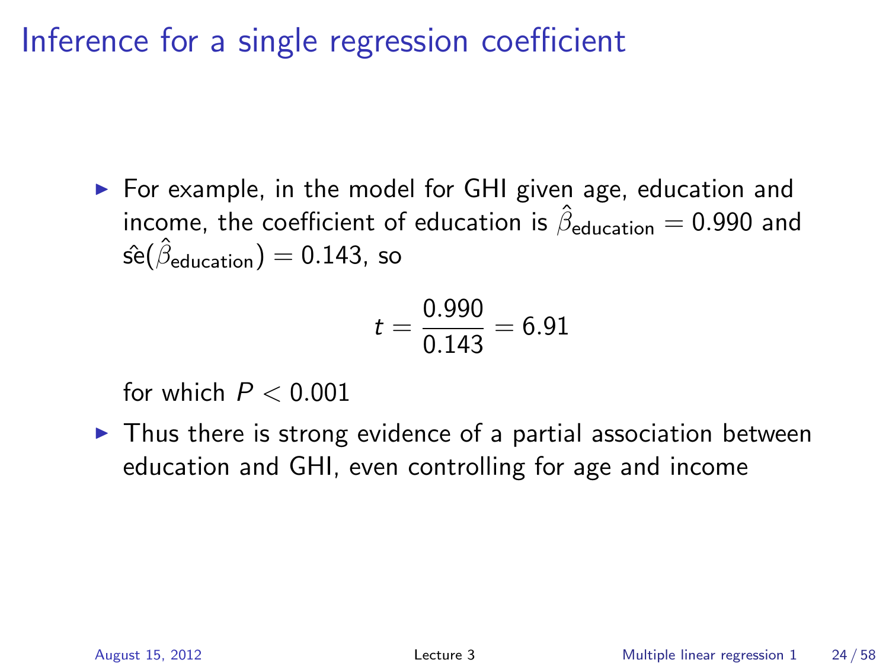# Inference for a single regression coefficient

- For example, in the model for GHI given age, education and income, the coefficient of education is $\hat{\beta}_{\text{education}} = 0.990$ and $\hat{\text{se}}(\hat{\beta}_{\text{education}}) = 0.143$, so

$$t = \frac{0.990}{0.143} = 6.91$$

  for which $P < 0.001$

- Thus there is strong evidence of a partial association between education and GHI, even controlling for age and income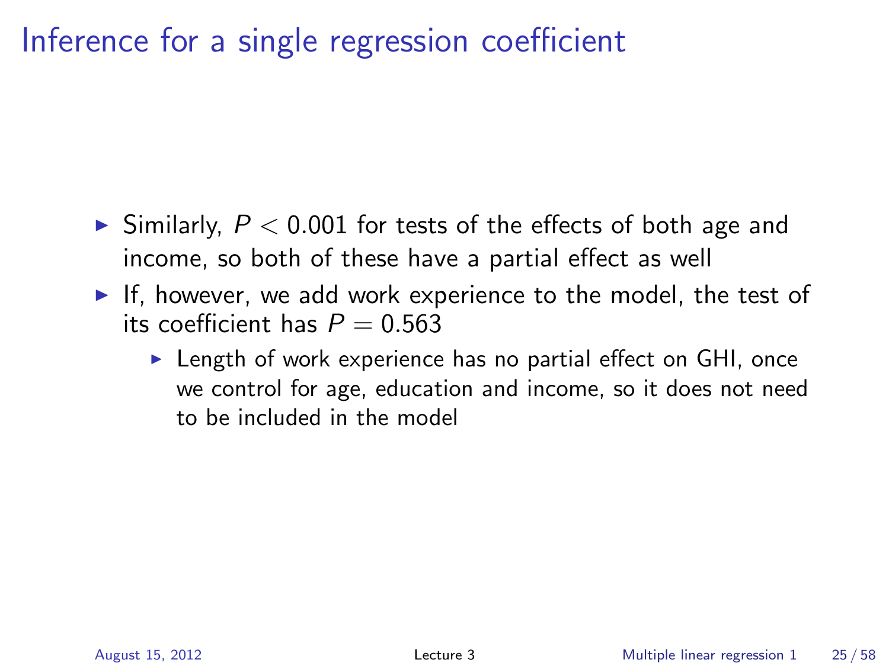# Inference for a single regression coefficient

- Similarly, $P < 0.001$ for tests of the effects of both age and income, so both of these have a partial effect as well
- If, however, we add work experience to the model, the test of its coefficient has $P = 0.563$
  - Length of work experience has no partial effect on GHI, once we control for age, education and income, so it does not need to be included in the model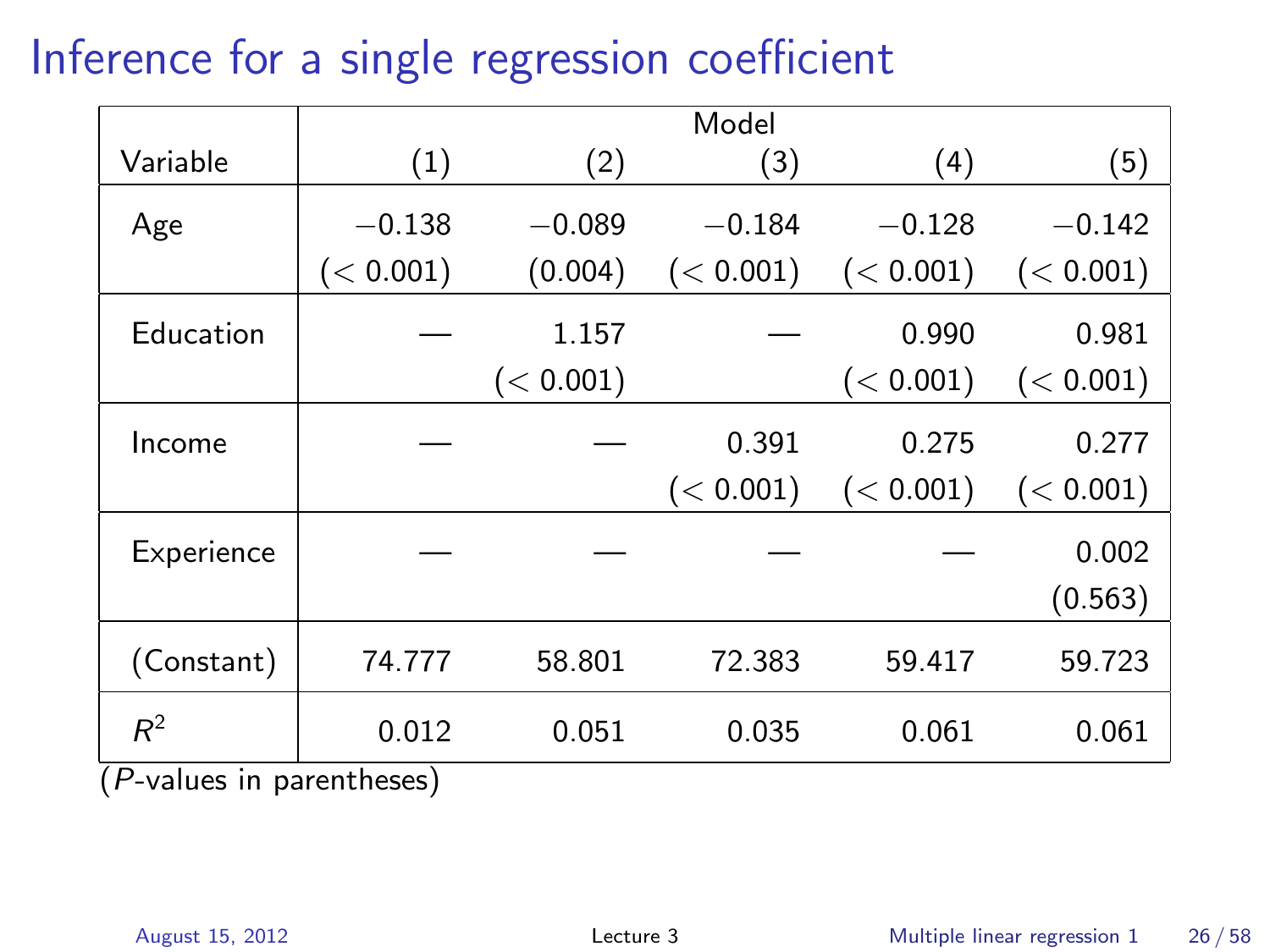# Inference for a single regression coefficient

| Variable | Model (1) | (2) | (3) | (4) | (5) |
|---|---|---|---|---|---|
| Age | −0.138 | −0.089 | −0.184 | −0.128 | −0.142 |
| | ($< 0.001$) | (0.004) | ($< 0.001$) | ($< 0.001$) | ($< 0.001$) |
| Education | — | 1.157 | — | 0.990 | 0.981 |
| | | ($< 0.001$) | | ($< 0.001$) | ($< 0.001$) |
| Income | — | — | 0.391 | 0.275 | 0.277 |
| | | | ($< 0.001$) | ($< 0.001$) | ($< 0.001$) |
| Experience | — | — | — | — | 0.002 |
| | | | | | (0.563) |
| (Constant) | 74.777 | 58.801 | 72.383 | 59.417 | 59.723 |
| $R^2$ | 0.012 | 0.051 | 0.035 | 0.061 | 0.061 |

($P$-values in parentheses)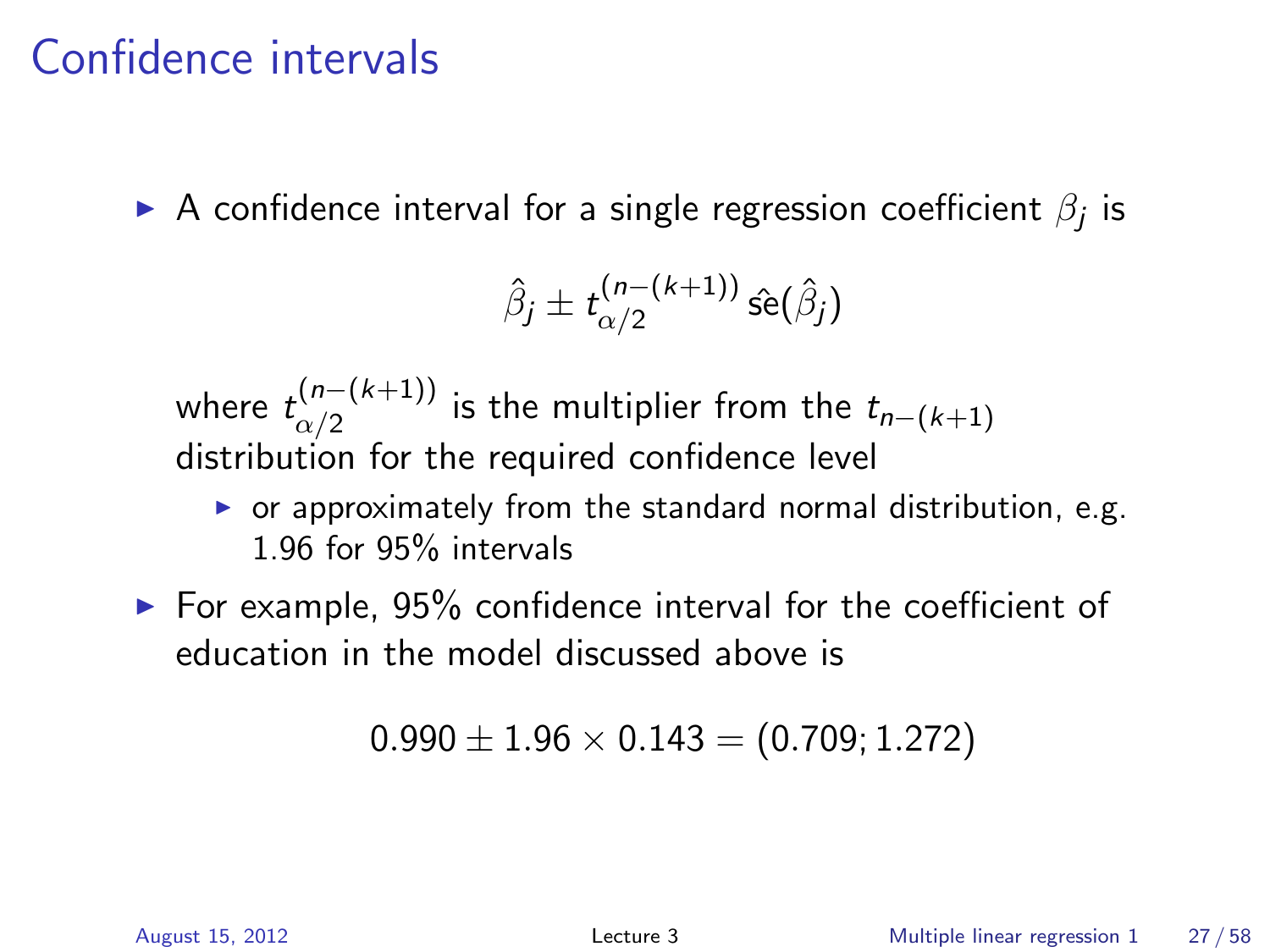# Confidence intervals

- A confidence interval for a single regression coefficient $\beta_j$ is

$$\hat{\beta}_j \pm t_{\alpha/2}^{(n-(k+1))} \, \hat{\text{se}}(\hat{\beta}_j)$$

  where $t_{\alpha/2}^{(n-(k+1))}$ is the multiplier from the $t_{n-(k+1)}$ distribution for the required confidence level

  - or approximately from the standard normal distribution, e.g. 1.96 for 95% intervals

- For example, 95% confidence interval for the coefficient of education in the model discussed above is

$$0.990 \pm 1.96 \times 0.143 = (0.709; 1.272)$$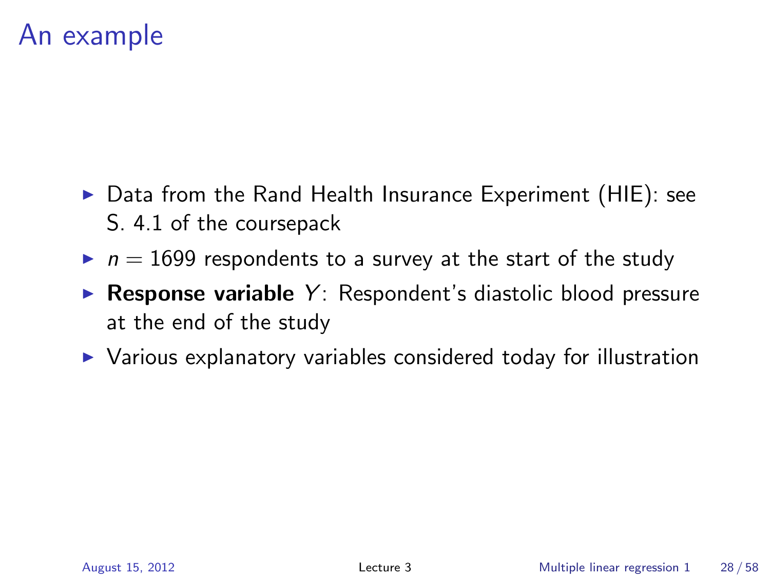# An example

- Data from the Rand Health Insurance Experiment (HIE): see S. 4.1 of the coursepack
- $n = 1699$ respondents to a survey at the start of the study
- **Response variable** $Y$: Respondent's diastolic blood pressure at the end of the study
- Various explanatory variables considered today for illustration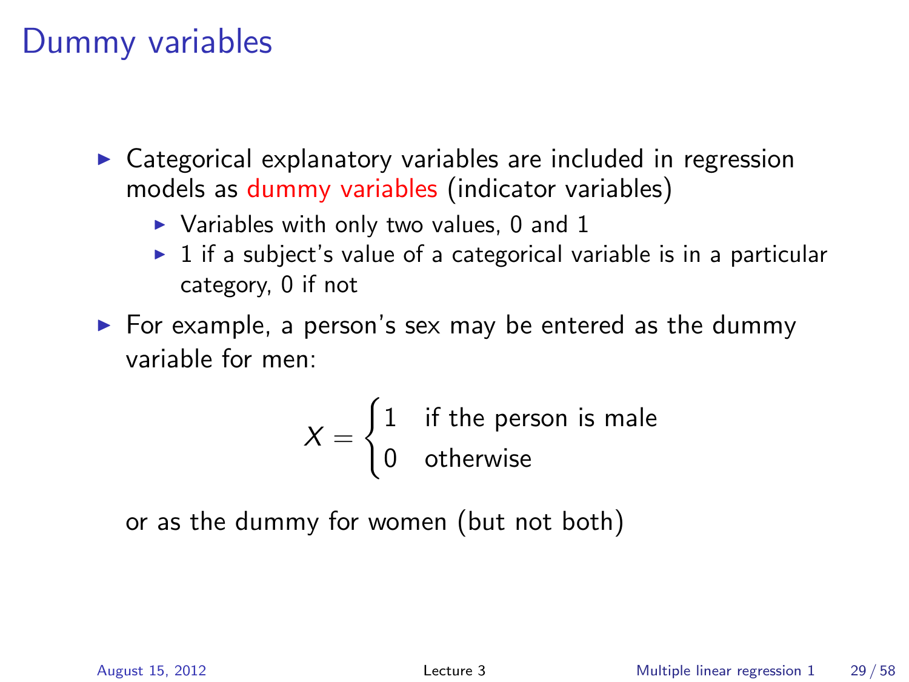# Dummy variables

- Categorical explanatory variables are included in regression models as dummy variables (indicator variables)
  - Variables with only two values, 0 and 1
  - 1 if a subject's value of a categorical variable is in a particular category, 0 if not
- For example, a person's sex may be entered as the dummy variable for men:

$$X = \begin{cases} 1 & \text{if the person is male} \\ 0 & \text{otherwise} \end{cases}$$

or as the dummy for women (but not both)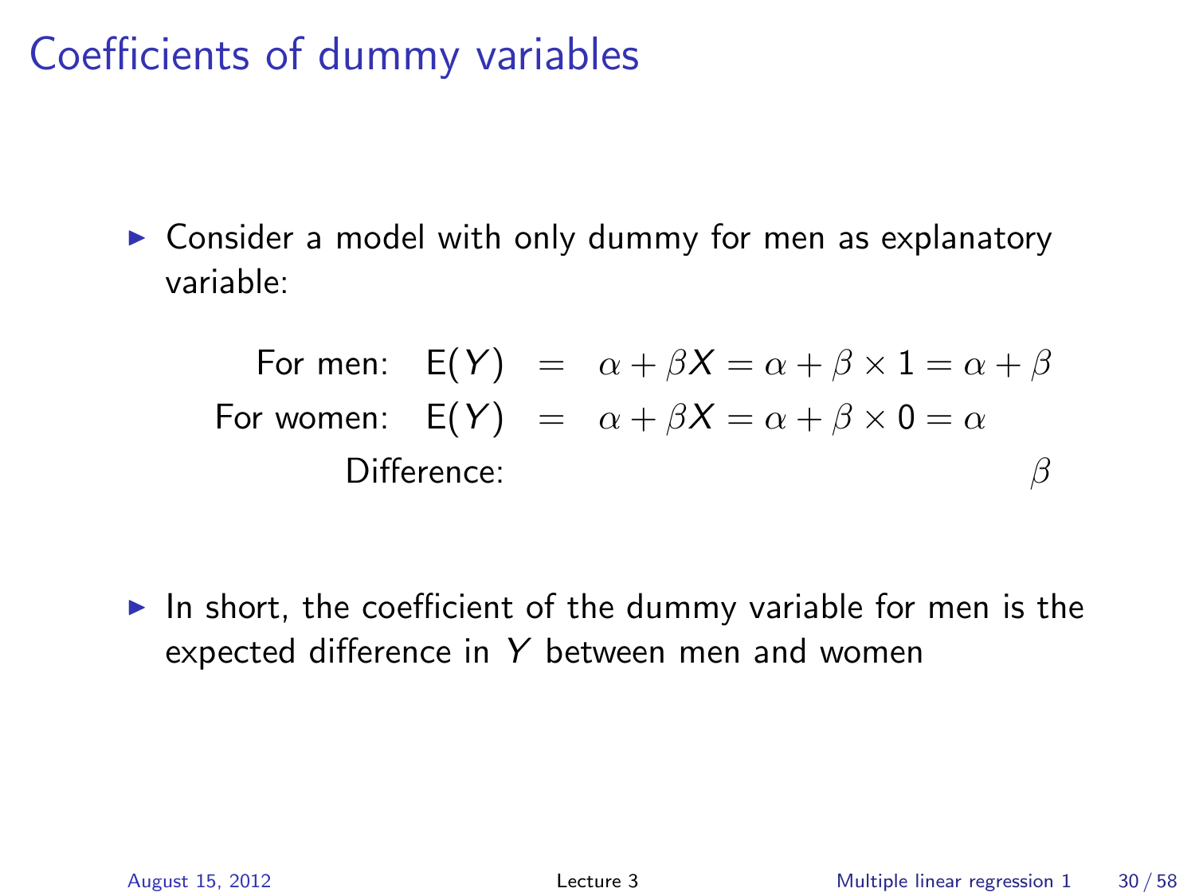# Coefficients of dummy variables

- Consider a model with only dummy for men as explanatory variable:

$$
\begin{aligned}
\text{For men:} \quad \mathrm{E}(Y) &= \alpha + \beta X = \alpha + \beta \times 1 = \alpha + \beta \\
\text{For women:} \quad \mathrm{E}(Y) &= \alpha + \beta X = \alpha + \beta \times 0 = \alpha \\
\text{Difference:} \quad & \qquad\qquad\qquad\qquad\qquad\qquad\quad \beta
\end{aligned}
$$

- In short, the coefficient of the dummy variable for men is the expected difference in $Y$ between men and women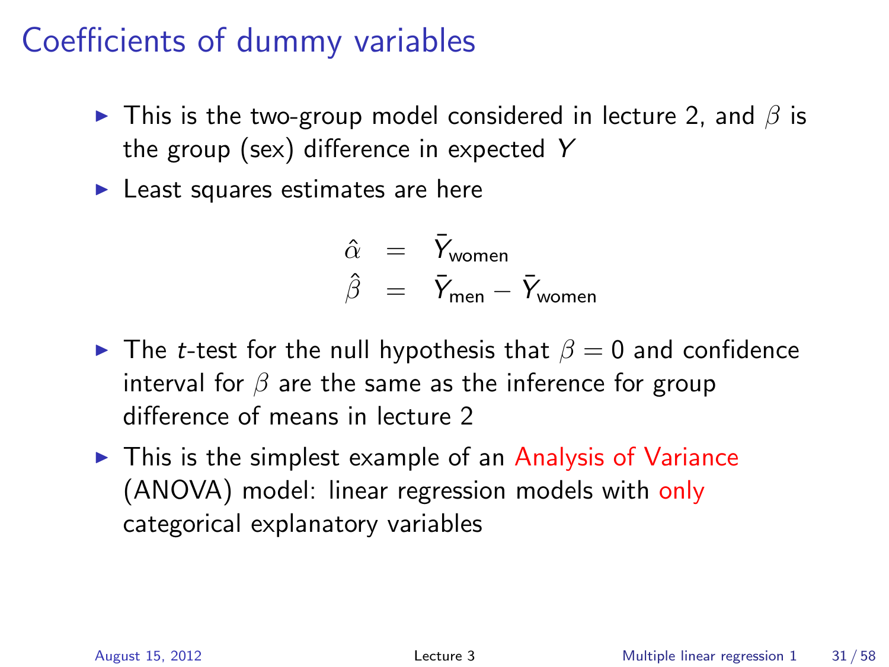# Coefficients of dummy variables

- This is the two-group model considered in lecture 2, and $\beta$ is the group (sex) difference in expected $Y$
- Least squares estimates are here

$$
\begin{aligned}
\hat{\alpha} &= \bar{Y}_{\text{women}} \\
\hat{\beta} &= \bar{Y}_{\text{men}} - \bar{Y}_{\text{women}}
\end{aligned}
$$

- The $t$-test for the null hypothesis that $\beta = 0$ and confidence interval for $\beta$ are the same as the inference for group difference of means in lecture 2
- This is the simplest example of an Analysis of Variance (ANOVA) model: linear regression models with only categorical explanatory variables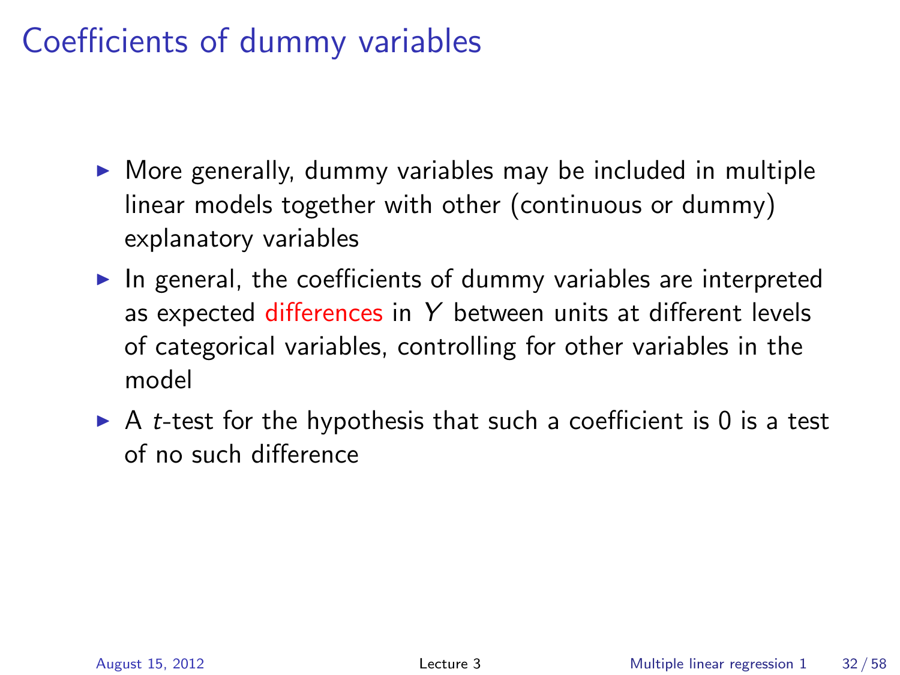# Coefficients of dummy variables

- More generally, dummy variables may be included in multiple linear models together with other (continuous or dummy) explanatory variables
- In general, the coefficients of dummy variables are interpreted as expected differences in $Y$ between units at different levels of categorical variables, controlling for other variables in the model
- A $t$-test for the hypothesis that such a coefficient is 0 is a test of no such difference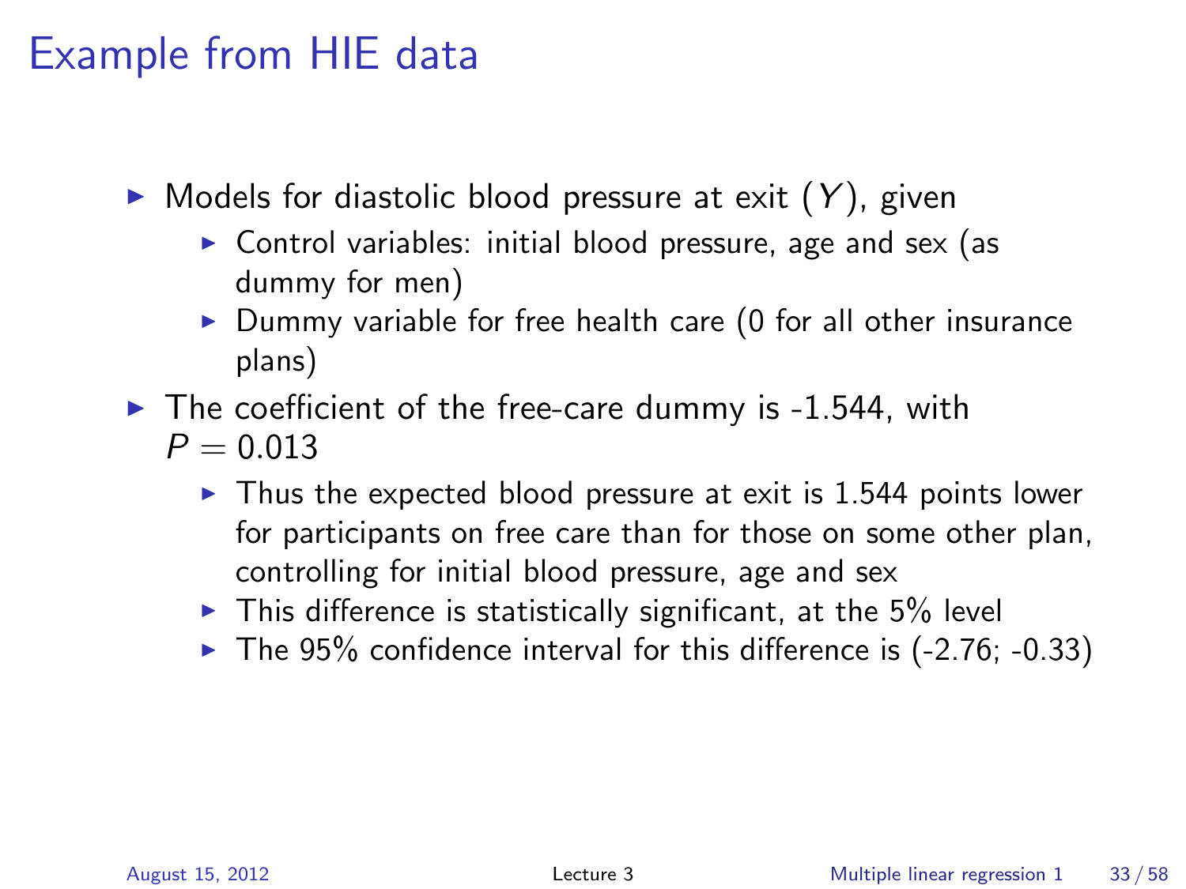# Example from HIE data

- Models for diastolic blood pressure at exit ($Y$), given
  - Control variables: initial blood pressure, age and sex (as dummy for men)
  - Dummy variable for free health care (0 for all other insurance plans)
- The coefficient of the free-care dummy is -1.544, with $P = 0.013$
  - Thus the expected blood pressure at exit is 1.544 points lower for participants on free care than for those on some other plan, controlling for initial blood pressure, age and sex
  - This difference is statistically significant, at the 5% level
  - The 95% confidence interval for this difference is (-2.76; -0.33)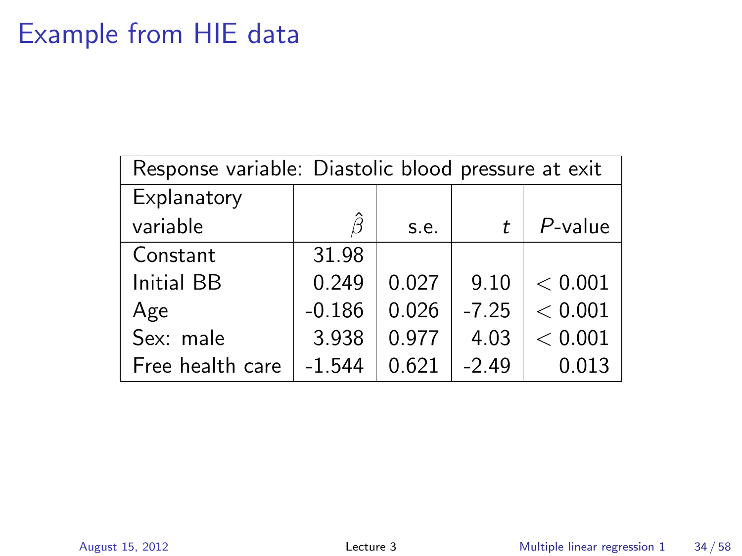# Example from HIE data

| Response variable: Diastolic blood pressure at exit | | | | |
|---|---|---|---|---|
| Explanatory variable | $\hat{\beta}$ | s.e. | $t$ | $P$-value |
| Constant | 31.98 | | | |
| Initial BB | 0.249 | 0.027 | 9.10 | $< 0.001$ |
| Age | -0.186 | 0.026 | -7.25 | $< 0.001$ |
| Sex: male | 3.938 | 0.977 | 4.03 | $< 0.001$ |
| Free health care | -1.544 | 0.621 | -2.49 | 0.013 |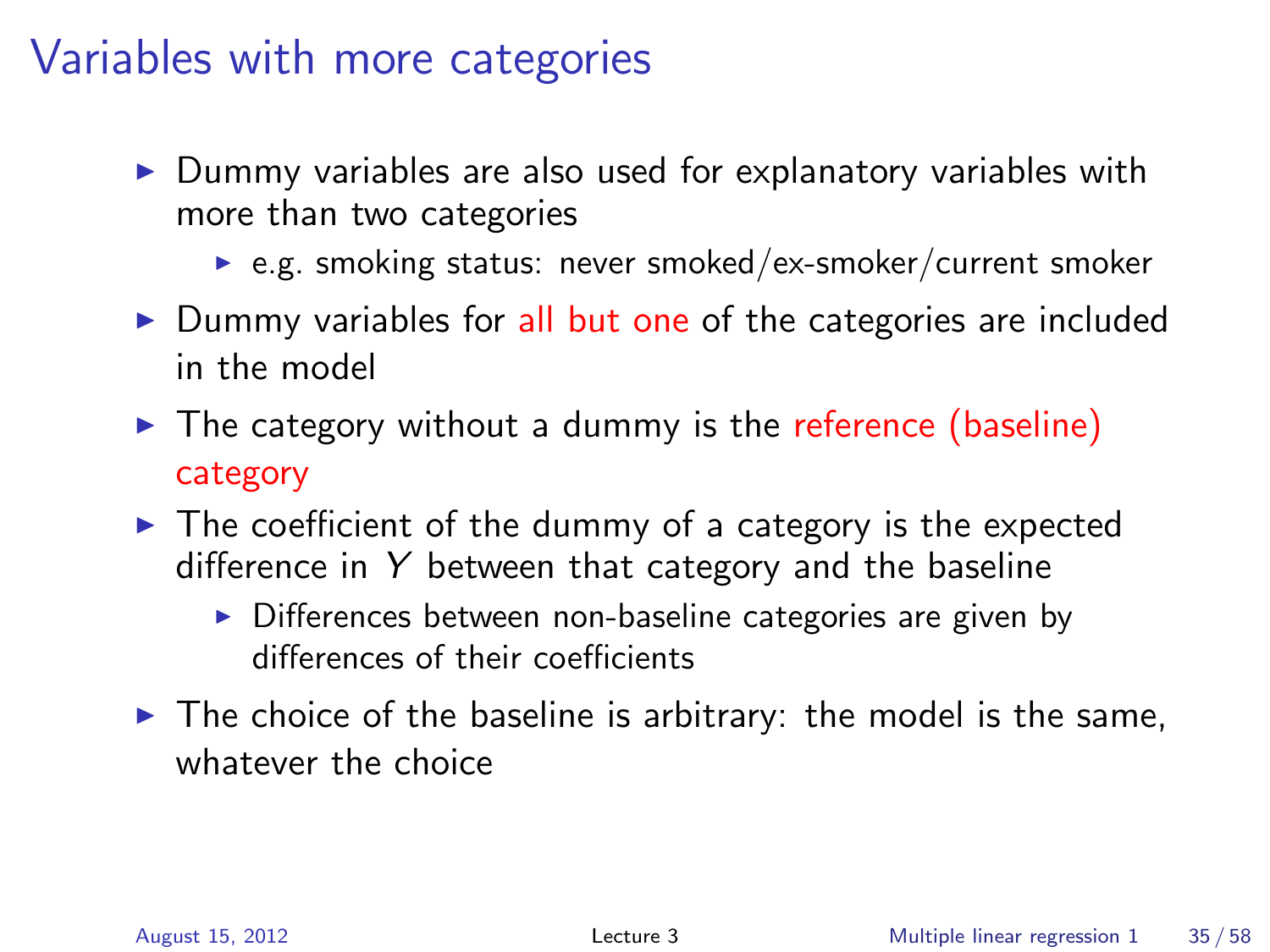# Variables with more categories

- Dummy variables are also used for explanatory variables with more than two categories
  - e.g. smoking status: never smoked/ex-smoker/current smoker
- Dummy variables for all but one of the categories are included in the model
- The category without a dummy is the reference (baseline) category
- The coefficient of the dummy of a category is the expected difference in $Y$ between that category and the baseline
  - Differences between non-baseline categories are given by differences of their coefficients
- The choice of the baseline is arbitrary: the model is the same, whatever the choice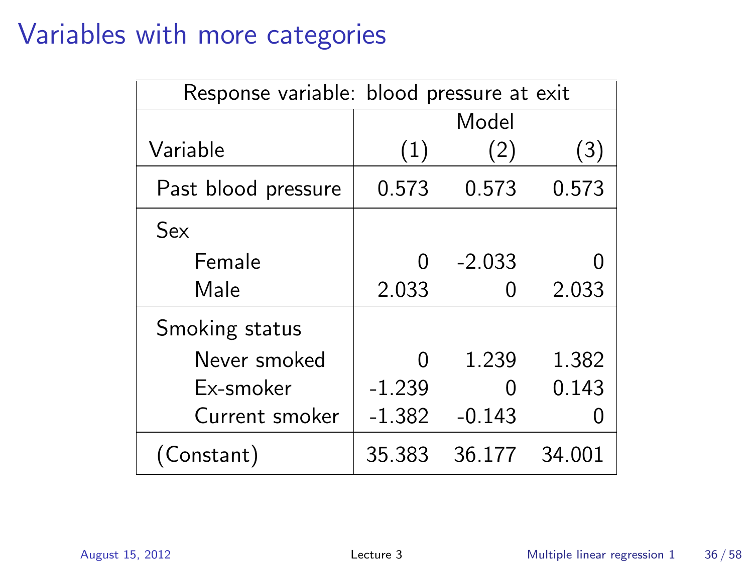# Variables with more categories

| Response variable: blood pressure at exit | | | |
|---|---|---|---|
| | Model | | |
| Variable | (1) | (2) | (3) |
| Past blood pressure | 0.573 | 0.573 | 0.573 |
| Sex | | | |
| Female | 0 | -2.033 | 0 |
| Male | 2.033 | 0 | 2.033 |
| Smoking status | | | |
| Never smoked | 0 | 1.239 | 1.382 |
| Ex-smoker | -1.239 | 0 | 0.143 |
| Current smoker | -1.382 | -0.143 | 0 |
| (Constant) | 35.383 | 36.177 | 34.001 |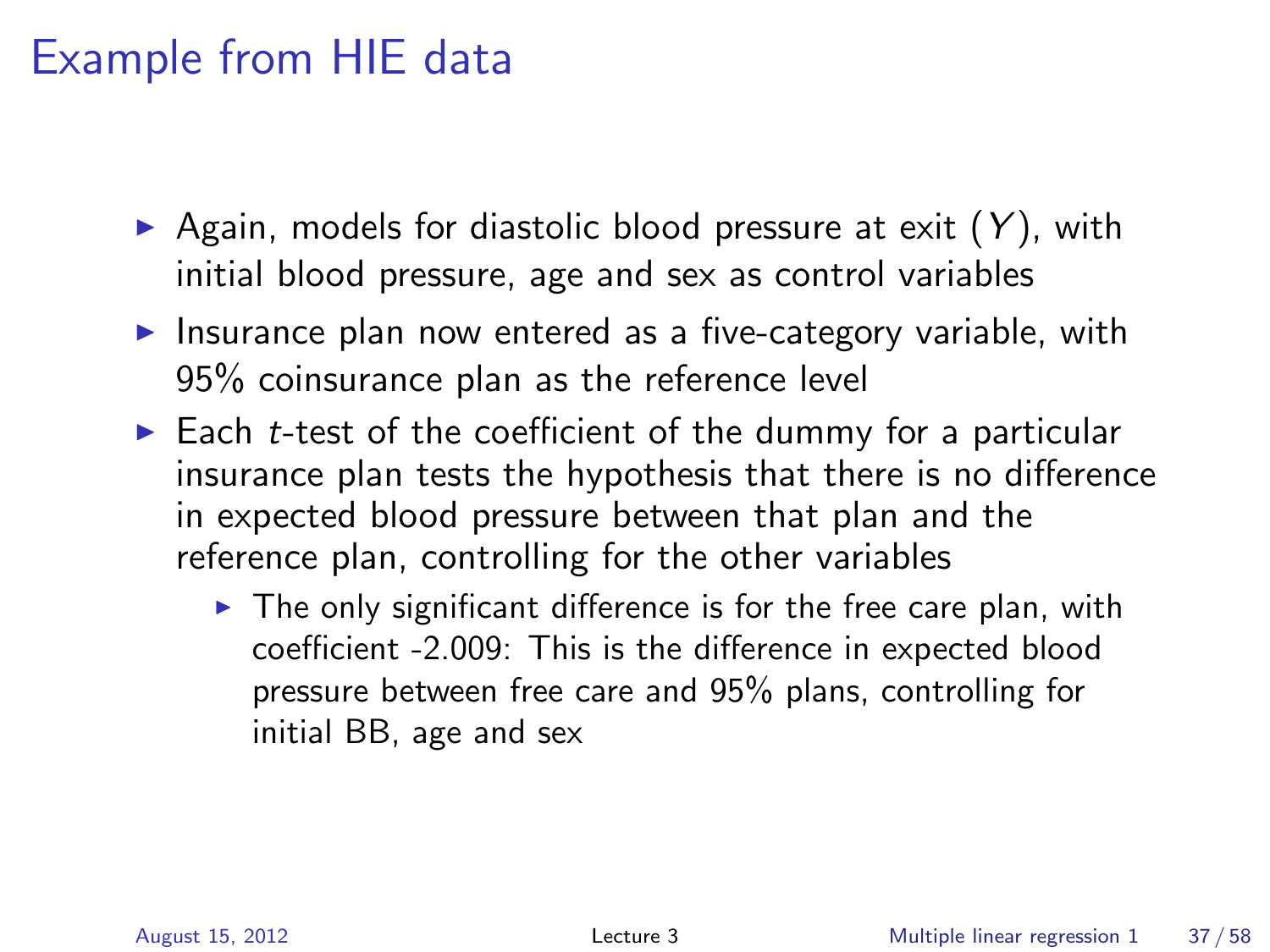# Example from HIE data

- Again, models for diastolic blood pressure at exit ($Y$), with initial blood pressure, age and sex as control variables
- Insurance plan now entered as a five-category variable, with 95% coinsurance plan as the reference level
- Each $t$-test of the coefficient of the dummy for a particular insurance plan tests the hypothesis that there is no difference in expected blood pressure between that plan and the reference plan, controlling for the other variables
  - The only significant difference is for the free care plan, with coefficient -2.009: This is the difference in expected blood pressure between free care and 95% plans, controlling for initial BB, age and sex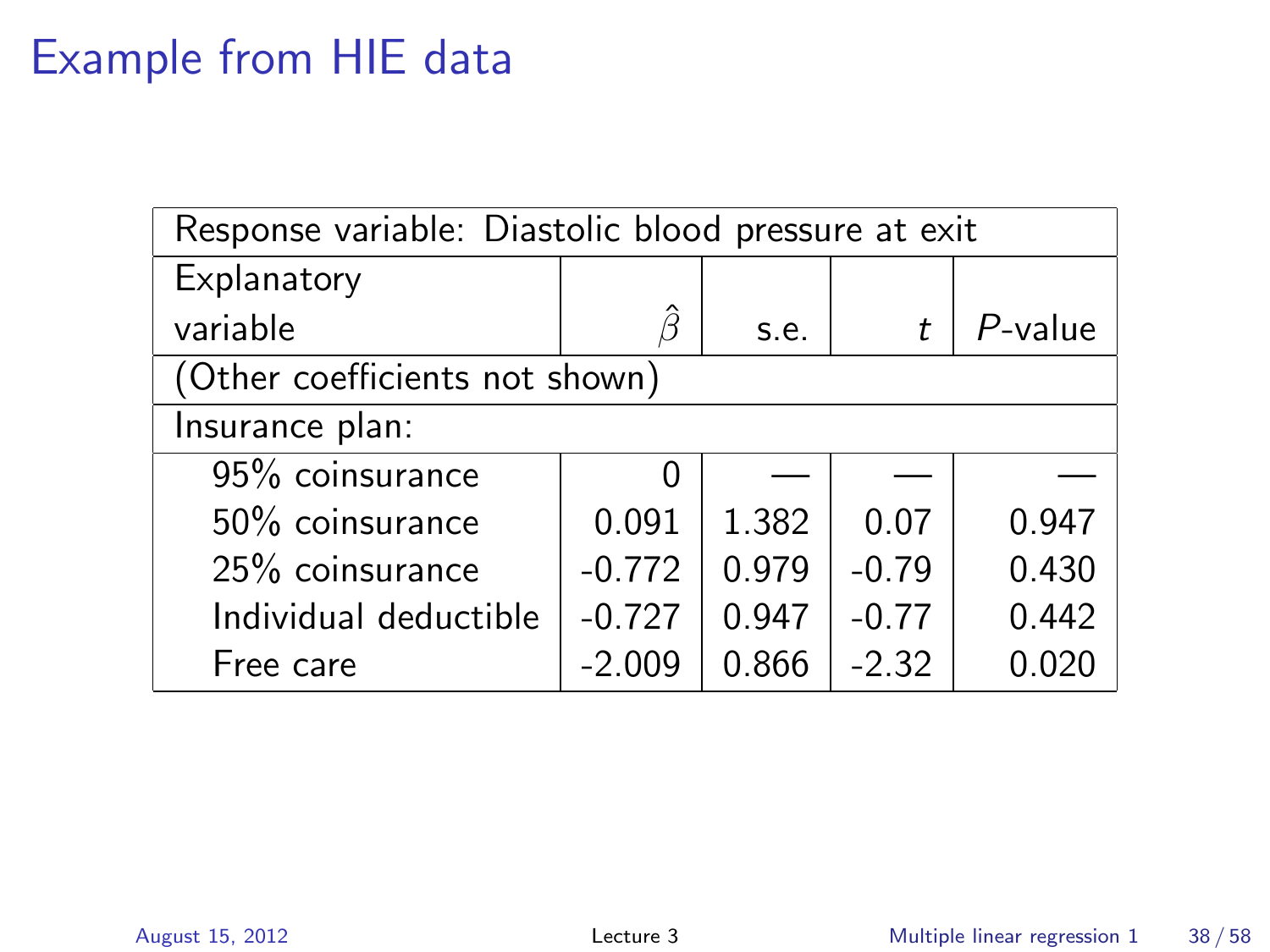# Example from HIE data

| Response variable: Diastolic blood pressure at exit | | | | |
|---|---|---|---|---|
| Explanatory variable | $\hat{\beta}$ | s.e. | $t$ | $P$-value |
| (Other coefficients not shown) | | | | |
| Insurance plan: | | | | |
| 95% coinsurance | 0 | — | — | — |
| 50% coinsurance | 0.091 | 1.382 | 0.07 | 0.947 |
| 25% coinsurance | -0.772 | 0.979 | -0.79 | 0.430 |
| Individual deductible | -0.727 | 0.947 | -0.77 | 0.442 |
| Free care | -2.009 | 0.866 | -2.32 | 0.020 |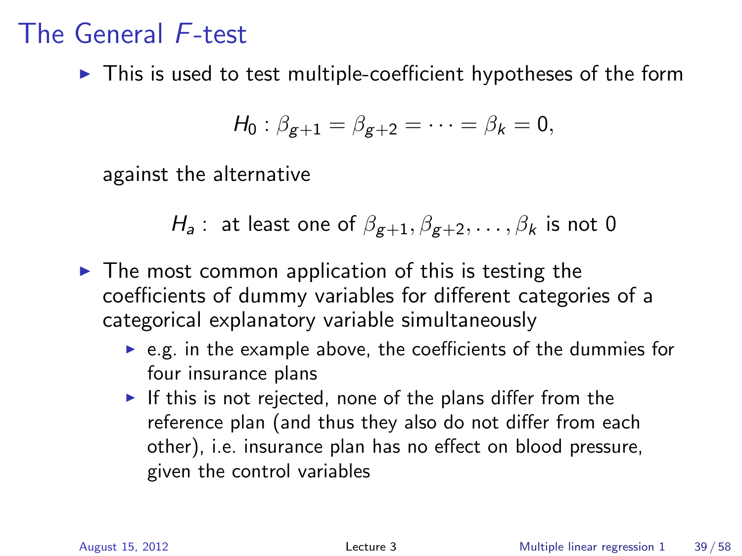# The General $F$-test

- This is used to test multiple-coefficient hypotheses of the form

$$H_0 : \beta_{g+1} = \beta_{g+2} = \cdots = \beta_k = 0,$$

  against the alternative

$$H_a : \text{ at least one of } \beta_{g+1}, \beta_{g+2}, \ldots, \beta_k \text{ is not } 0$$

- The most common application of this is testing the coefficients of dummy variables for different categories of a categorical explanatory variable simultaneously
  - e.g. in the example above, the coefficients of the dummies for four insurance plans
  - If this is not rejected, none of the plans differ from the reference plan (and thus they also do not differ from each other), i.e. insurance plan has no effect on blood pressure, given the control variables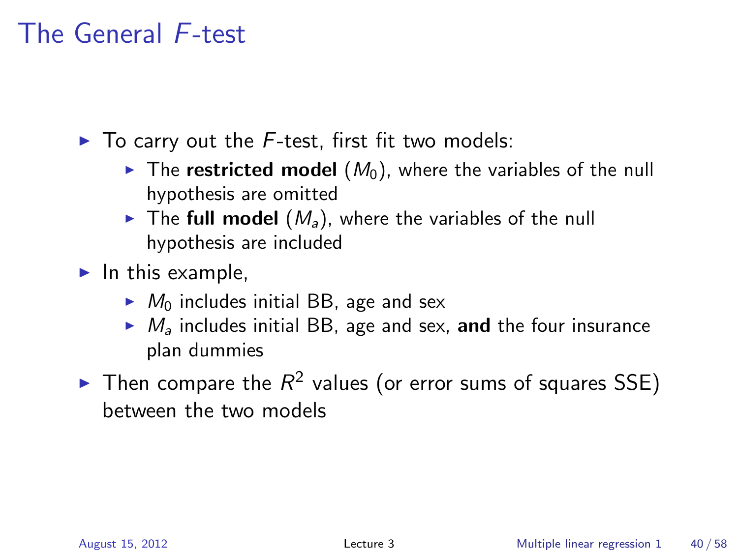# The General $F$-test

- To carry out the $F$-test, first fit two models:
  - The **restricted model** ($M_0$), where the variables of the null hypothesis are omitted
  - The **full model** ($M_a$), where the variables of the null hypothesis are included
- In this example,
  - $M_0$ includes initial BB, age and sex
  - $M_a$ includes initial BB, age and sex, **and** the four insurance plan dummies
- Then compare the $R^2$ values (or error sums of squares SSE) between the two models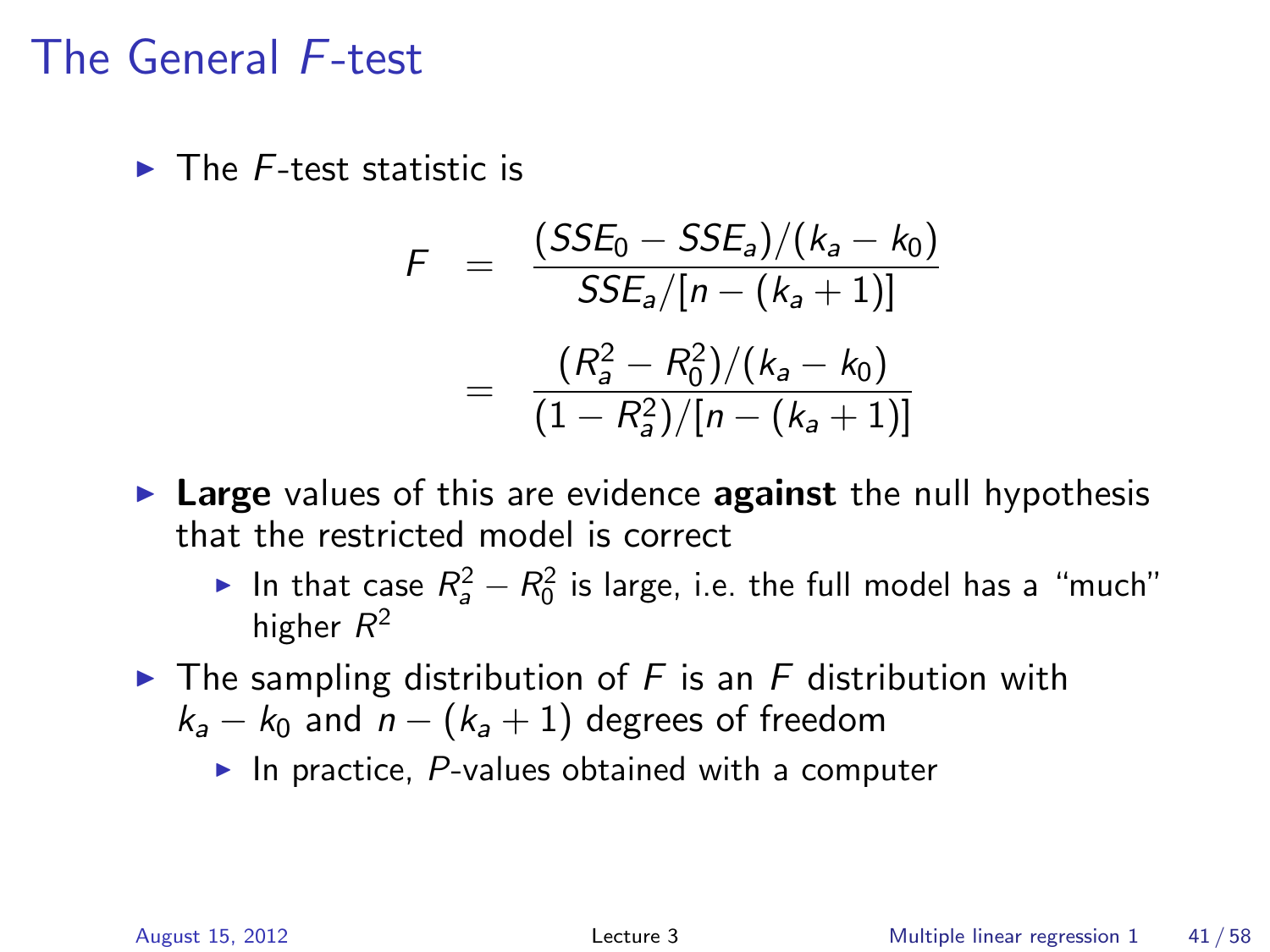# The General $F$-test

- The $F$-test statistic is

$$
\begin{aligned}
F &= \frac{(SSE_0 - SSE_a)/(k_a - k_0)}{SSE_a/[n - (k_a + 1)]} \\
&= \frac{(R_a^2 - R_0^2)/(k_a - k_0)}{(1 - R_a^2)/[n - (k_a + 1)]}
\end{aligned}
$$

- **Large** values of this are evidence **against** the null hypothesis that the restricted model is correct
  - In that case $R_a^2 - R_0^2$ is large, i.e. the full model has a "much" higher $R^2$
- The sampling distribution of $F$ is an $F$ distribution with $k_a - k_0$ and $n - (k_a + 1)$ degrees of freedom
  - In practice, $P$-values obtained with a computer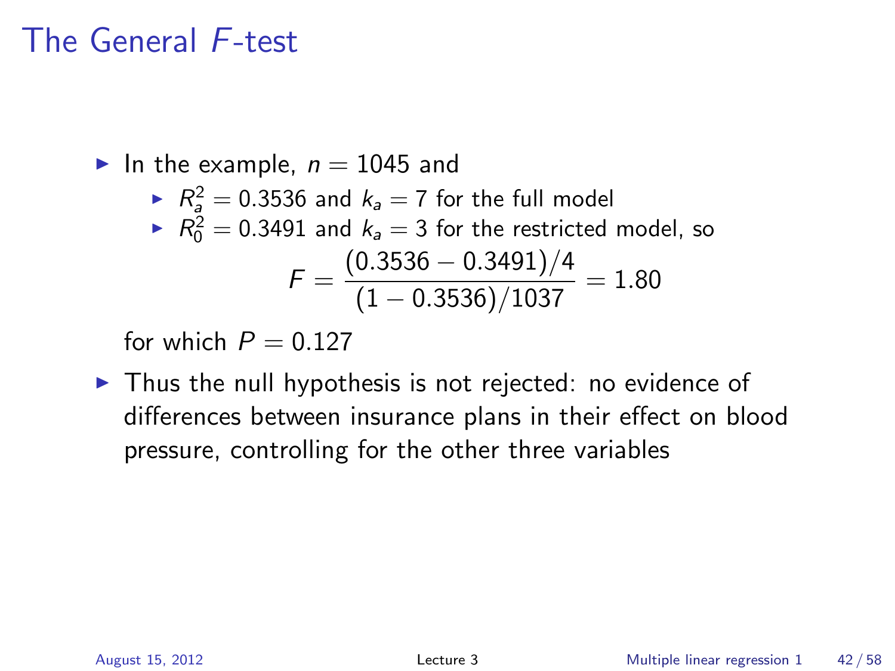# The General $F$-test

- In the example, $n = 1045$ and
  - $R_a^2 = 0.3536$ and $k_a = 7$ for the full model
  - $R_0^2 = 0.3491$ and $k_a = 3$ for the restricted model, so

$$F = \frac{(0.3536 - 0.3491)/4}{(1 - 0.3536)/1037} = 1.80$$

  for which $P = 0.127$

- Thus the null hypothesis is not rejected: no evidence of differences between insurance plans in their effect on blood pressure, controlling for the other three variables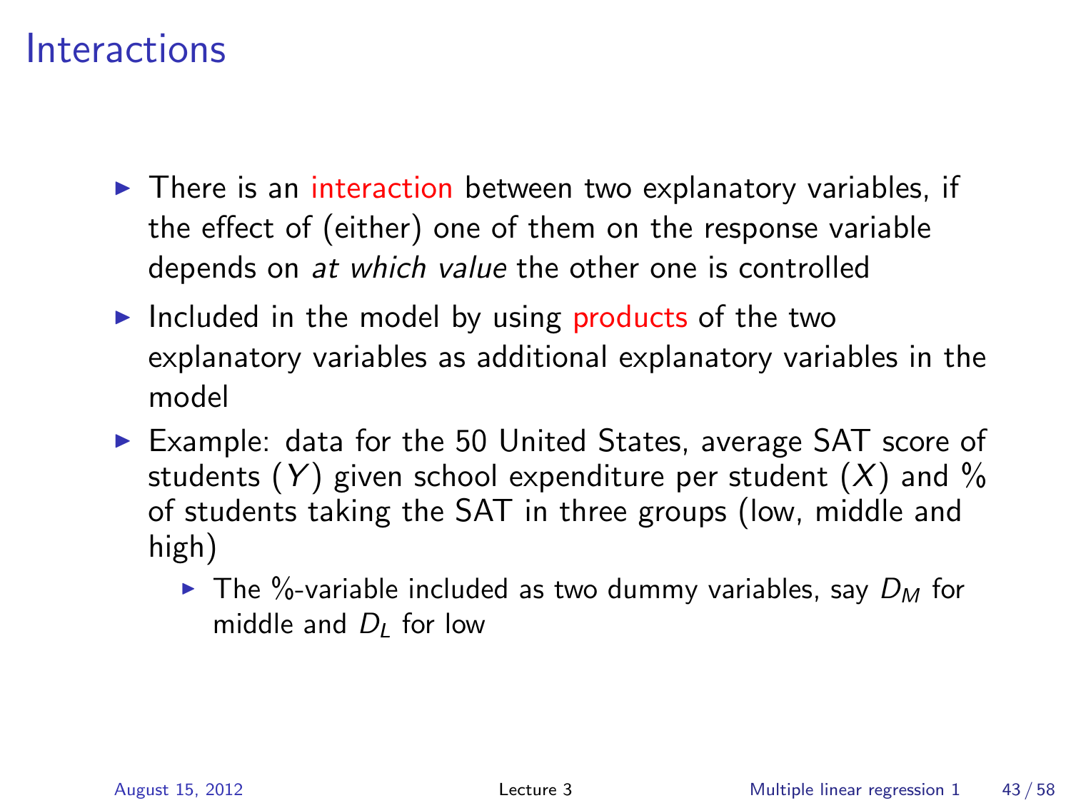# Interactions

- There is an interaction between two explanatory variables, if the effect of (either) one of them on the response variable depends on *at which value* the other one is controlled
- Included in the model by using products of the two explanatory variables as additional explanatory variables in the model
- Example: data for the 50 United States, average SAT score of students ($Y$) given school expenditure per student ($X$) and % of students taking the SAT in three groups (low, middle and high)
  - The %-variable included as two dummy variables, say $D_M$ for middle and $D_L$ for low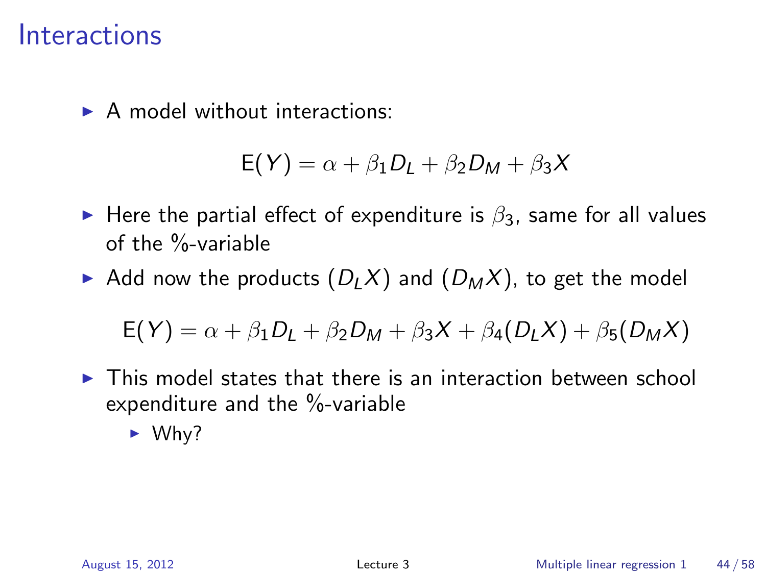# Interactions

- A model without interactions:

$$\mathsf{E}(Y) = \alpha + \beta_1 D_L + \beta_2 D_M + \beta_3 X$$

- Here the partial effect of expenditure is $\beta_3$, same for all values of the %-variable
- Add now the products $(D_L X)$ and $(D_M X)$, to get the model

$$\mathsf{E}(Y) = \alpha + \beta_1 D_L + \beta_2 D_M + \beta_3 X + \beta_4 (D_L X) + \beta_5 (D_M X)$$

- This model states that there is an interaction between school expenditure and the %-variable
  - Why?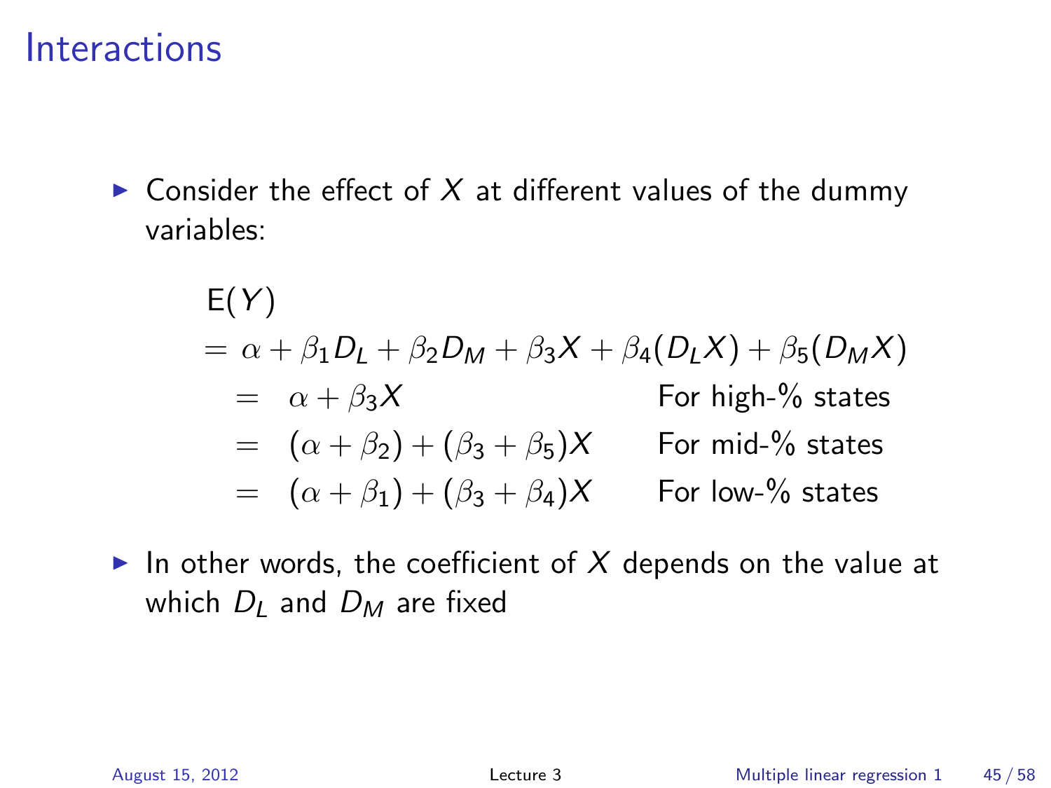# Interactions

- Consider the effect of $X$ at different values of the dummy variables:

$$
\begin{aligned}
&\mathrm{E}(Y) \\
&= \alpha + \beta_1 D_L + \beta_2 D_M + \beta_3 X + \beta_4 (D_L X) + \beta_5 (D_M X) \\
&\quad = \quad \alpha + \beta_3 X \qquad\qquad\qquad\quad \text{For high-\% states} \\
&\quad = \quad (\alpha + \beta_2) + (\beta_3 + \beta_5) X \qquad \text{For mid-\% states} \\
&\quad = \quad (\alpha + \beta_1) + (\beta_3 + \beta_4) X \qquad \text{For low-\% states}
\end{aligned}
$$

- In other words, the coefficient of $X$ depends on the value at which $D_L$ and $D_M$ are fixed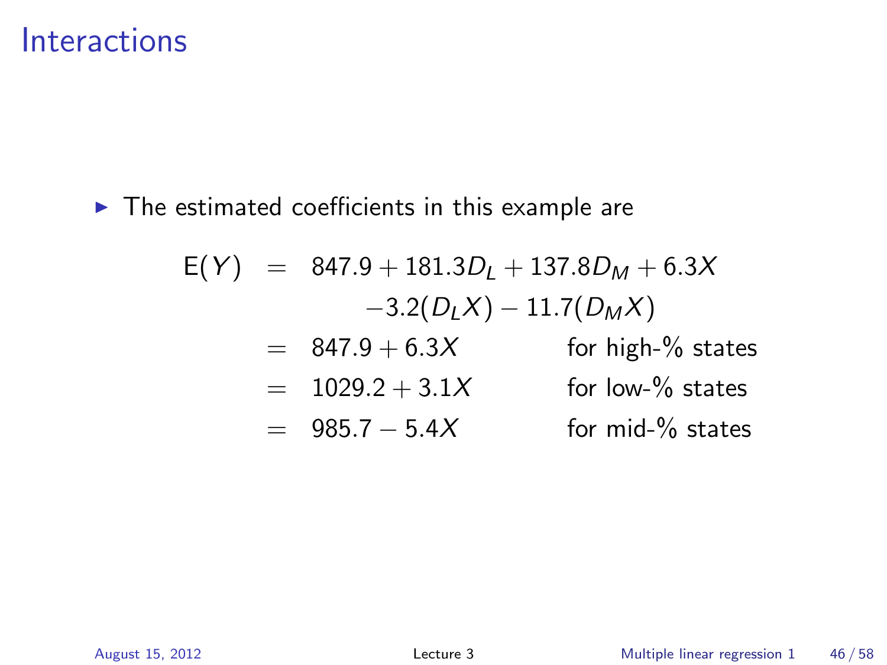# Interactions

- The estimated coefficients in this example are

$$
\begin{aligned}
\mathrm{E}(Y) &= 847.9 + 181.3 D_L + 137.8 D_M + 6.3X \\
&\qquad - 3.2(D_L X) - 11.7(D_M X) \\
&= 847.9 + 6.3X \qquad \text{for high-\% states} \\
&= 1029.2 + 3.1X \qquad \text{for low-\% states} \\
&= 985.7 - 5.4X \qquad \text{for mid-\% states}
\end{aligned}
$$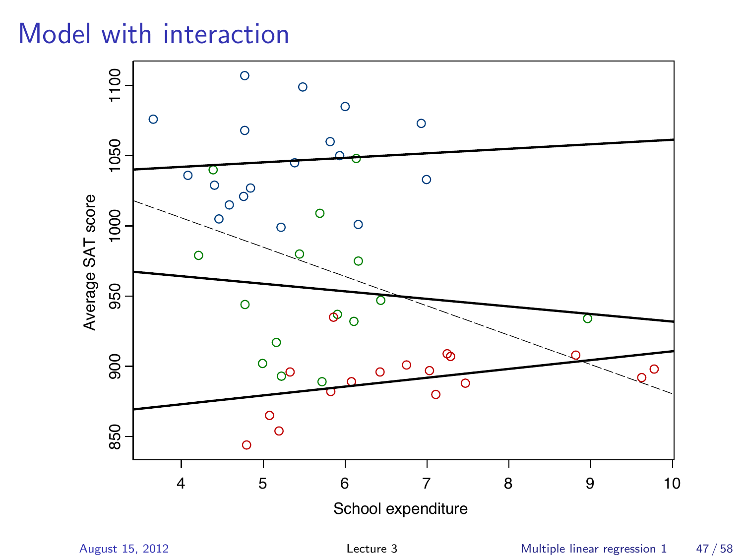# Model with interaction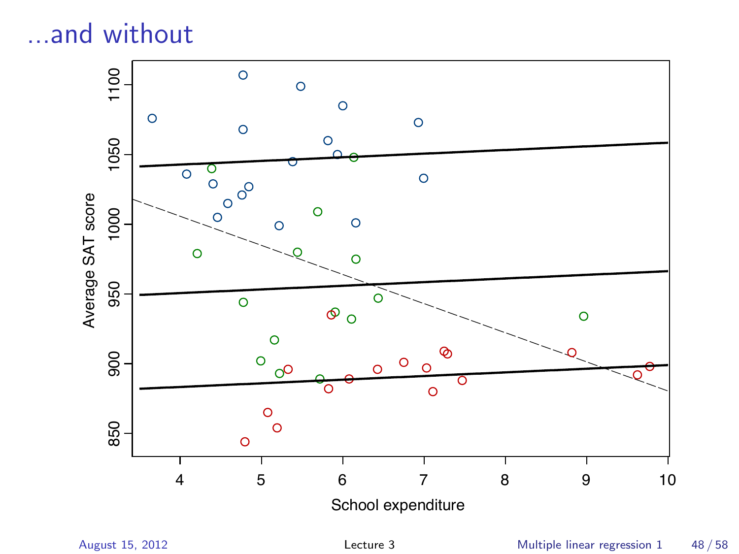# ...and without

Average SAT score

School expenditure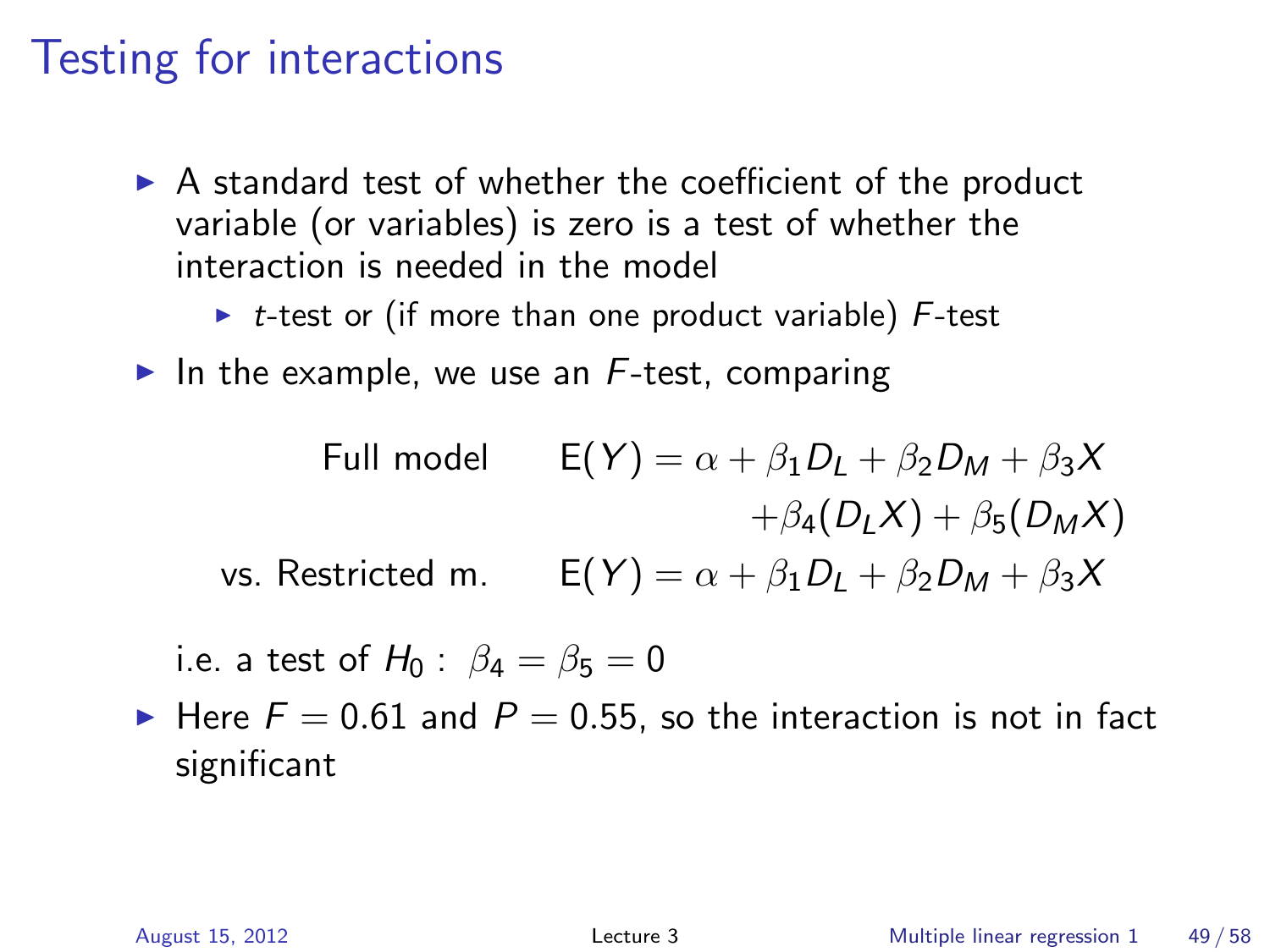# Testing for interactions

- A standard test of whether the coefficient of the product variable (or variables) is zero is a test of whether the interaction is needed in the model
  - $t$-test or (if more than one product variable) $F$-test
- In the example, we use an $F$-test, comparing

$$
\begin{aligned}
\text{Full model} \qquad & \mathrm{E}(Y) = \alpha + \beta_1 D_L + \beta_2 D_M + \beta_3 X \\
& \qquad\qquad + \beta_4 (D_L X) + \beta_5 (D_M X) \\
\text{vs. Restricted m.} \qquad & \mathrm{E}(Y) = \alpha + \beta_1 D_L + \beta_2 D_M + \beta_3 X
\end{aligned}
$$

  i.e. a test of $H_0: \; \beta_4 = \beta_5 = 0$

- Here $F = 0.61$ and $P = 0.55$, so the interaction is not in fact significant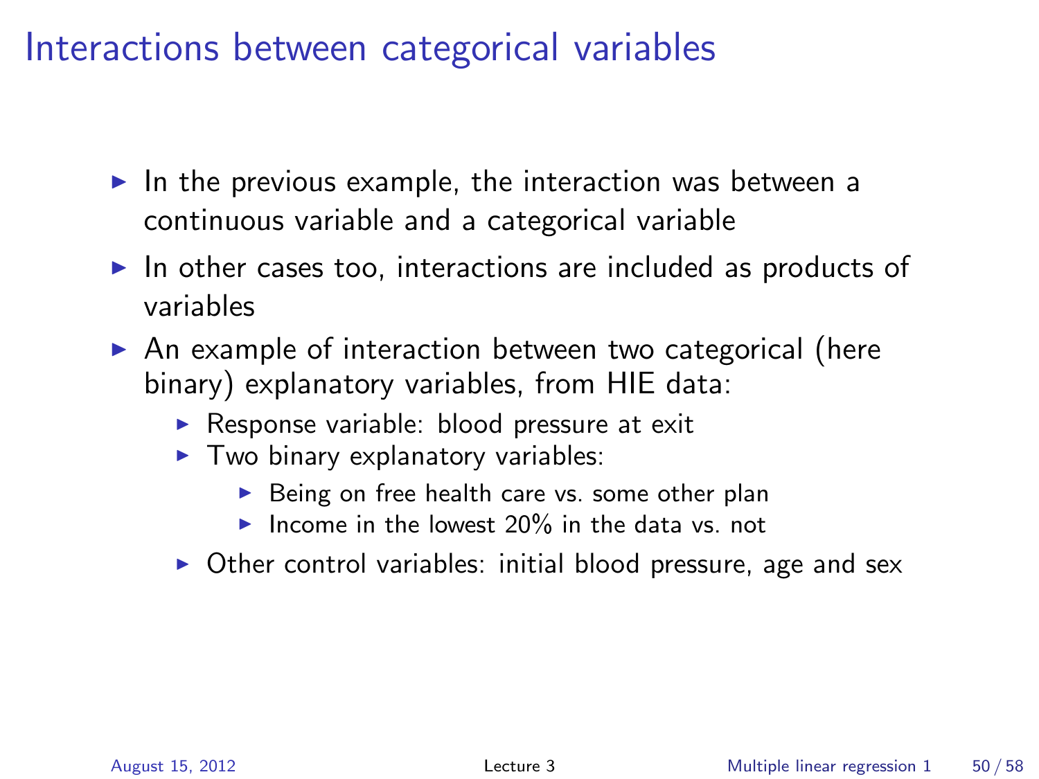# Interactions between categorical variables

- In the previous example, the interaction was between a continuous variable and a categorical variable
- In other cases too, interactions are included as products of variables
- An example of interaction between two categorical (here binary) explanatory variables, from HIE data:
  - Response variable: blood pressure at exit
  - Two binary explanatory variables:
    - Being on free health care vs. some other plan
    - Income in the lowest 20% in the data vs. not
  - Other control variables: initial blood pressure, age and sex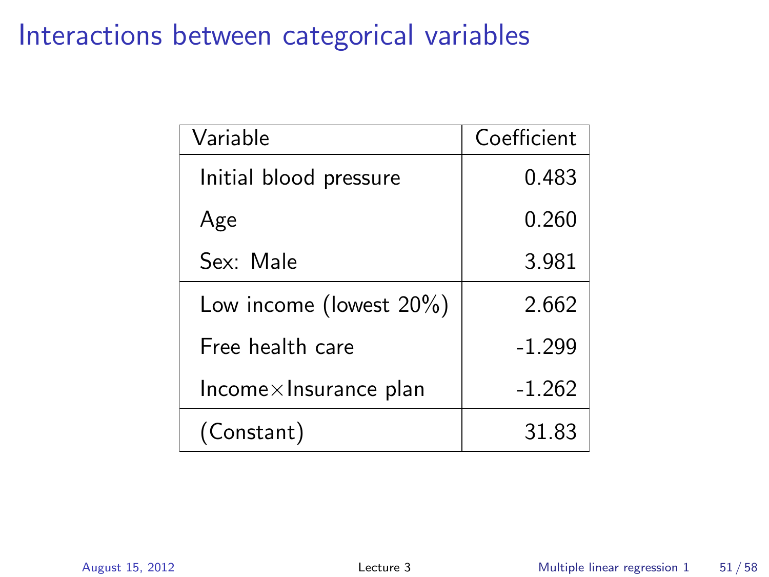# Interactions between categorical variables

| Variable | Coefficient |
|---|---:|
| Initial blood pressure | 0.483 |
| Age | 0.260 |
| Sex: Male | 3.981 |
| Low income (lowest 20%) | 2.662 |
| Free health care | -1.299 |
| Income×Insurance plan | -1.262 |
| (Constant) | 31.83 |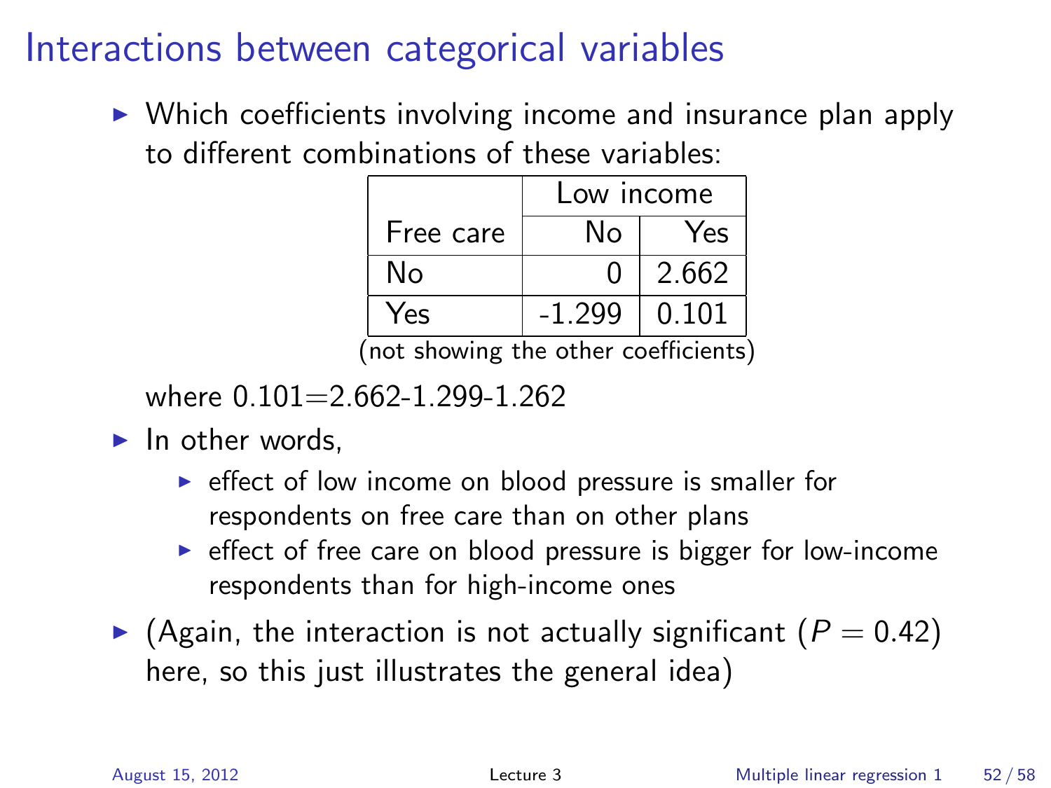# Interactions between categorical variables

- Which coefficients involving income and insurance plan apply to different combinations of these variables:

| | Low income | |
|---|---|---|
| Free care | No | Yes |
| No | 0 | 2.662 |
| Yes | -1.299 | 0.101 |

(not showing the other coefficients)

where 0.101=2.662-1.299-1.262

- In other words,
  - effect of low income on blood pressure is smaller for respondents on free care than on other plans
  - effect of free care on blood pressure is bigger for low-income respondents than for high-income ones
- (Again, the interaction is not actually significant ($P = 0.42$) here, so this just illustrates the general idea)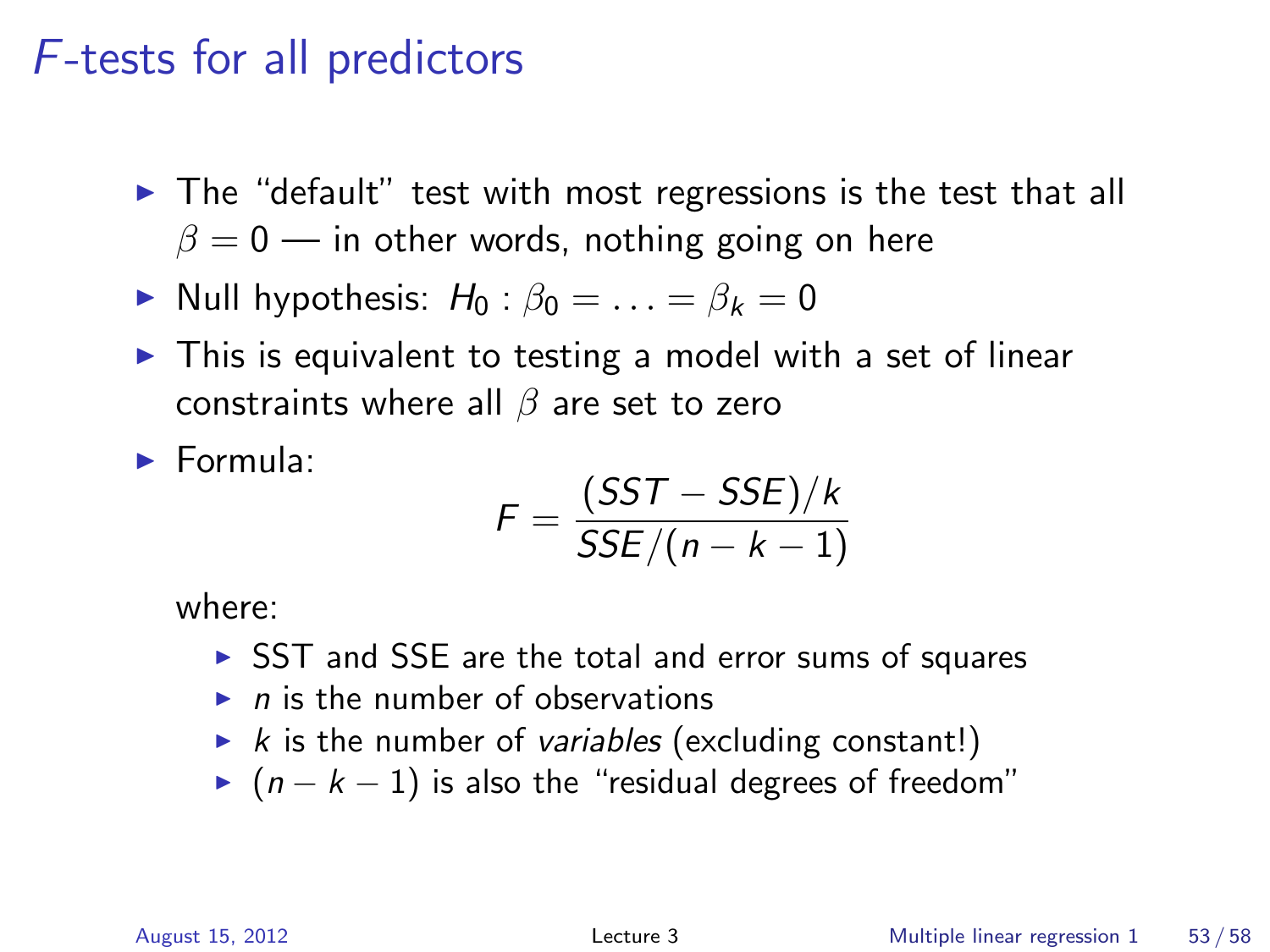# $F$-tests for all predictors

- The "default" test with most regressions is the test that all $\beta = 0$ — in other words, nothing going on here
- Null hypothesis: $H_0 : \beta_0 = \ldots = \beta_k = 0$
- This is equivalent to testing a model with a set of linear constraints where all $\beta$ are set to zero
- Formula:

$$F = \frac{(SST - SSE)/k}{SSE/(n-k-1)}$$

  where:

  - SST and SSE are the total and error sums of squares
  - $n$ is the number of observations
  - $k$ is the number of *variables* (excluding constant!)
  - $(n - k - 1)$ is also the "residual degrees of freedom"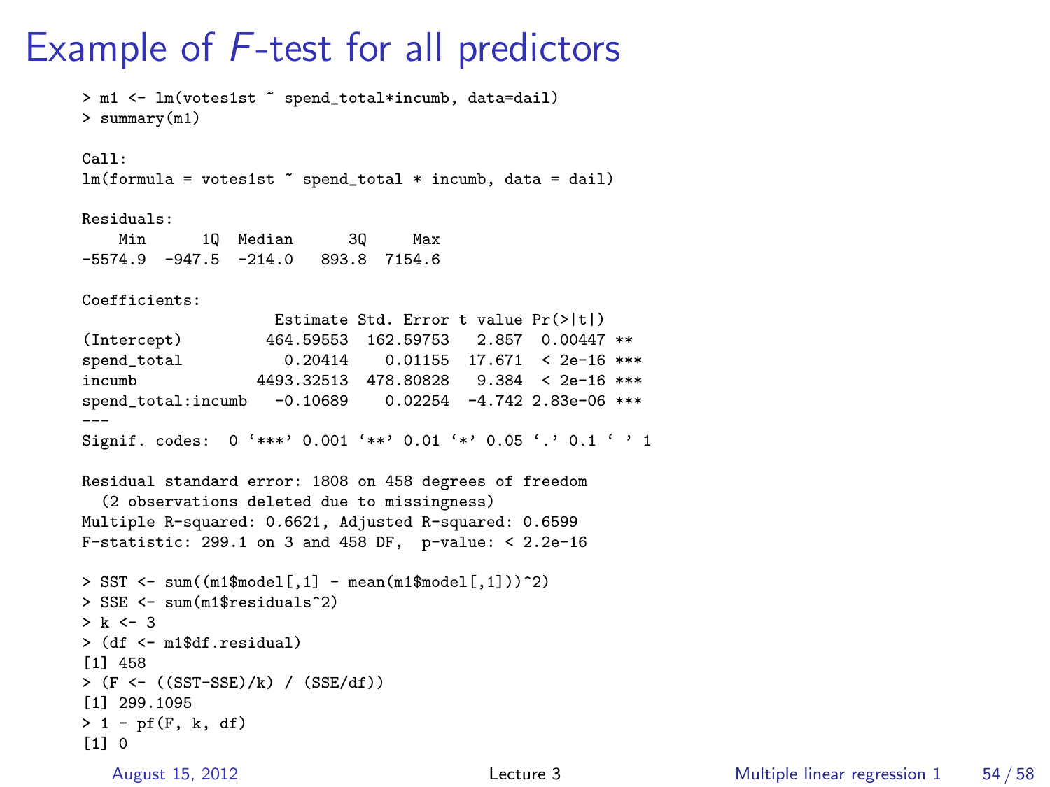# Example of $F$-test for all predictors

```
> m1 <- lm(votes1st ~ spend_total*incumb, data=dail)
> summary(m1)

Call:
lm(formula = votes1st ~ spend_total * incumb, data = dail)

Residuals:
    Min      1Q  Median      3Q     Max 
-5574.9  -947.5  -214.0   893.8  7154.6 

Coefficients:
                     Estimate Std. Error t value Pr(>|t|)    
(Intercept)         464.59553  162.59753   2.857  0.00447 ** 
spend_total           0.20414    0.01155  17.671  < 2e-16 ***
incumb             4493.32513  478.80828   9.384  < 2e-16 ***
spend_total:incumb   -0.10689    0.02254  -4.742 2.83e-06 ***
---
Signif. codes:  0 '***' 0.001 '**' 0.01 '*' 0.05 '.' 0.1 ' ' 1 

Residual standard error: 1808 on 458 degrees of freedom
  (2 observations deleted due to missingness)
Multiple R-squared: 0.6621, Adjusted R-squared: 0.6599 
F-statistic: 299.1 on 3 and 458 DF,  p-value: < 2.2e-16 

> SST <- sum((m1$model[,1] - mean(m1$model[,1]))^2)
> SSE <- sum(m1$residuals^2)
> k <- 3
> (df <- m1$df.residual)
[1] 458
> (F <- ((SST-SSE)/k) / (SSE/df))
[1] 299.1095
> 1 - pf(F, k, df)
[1] 0
```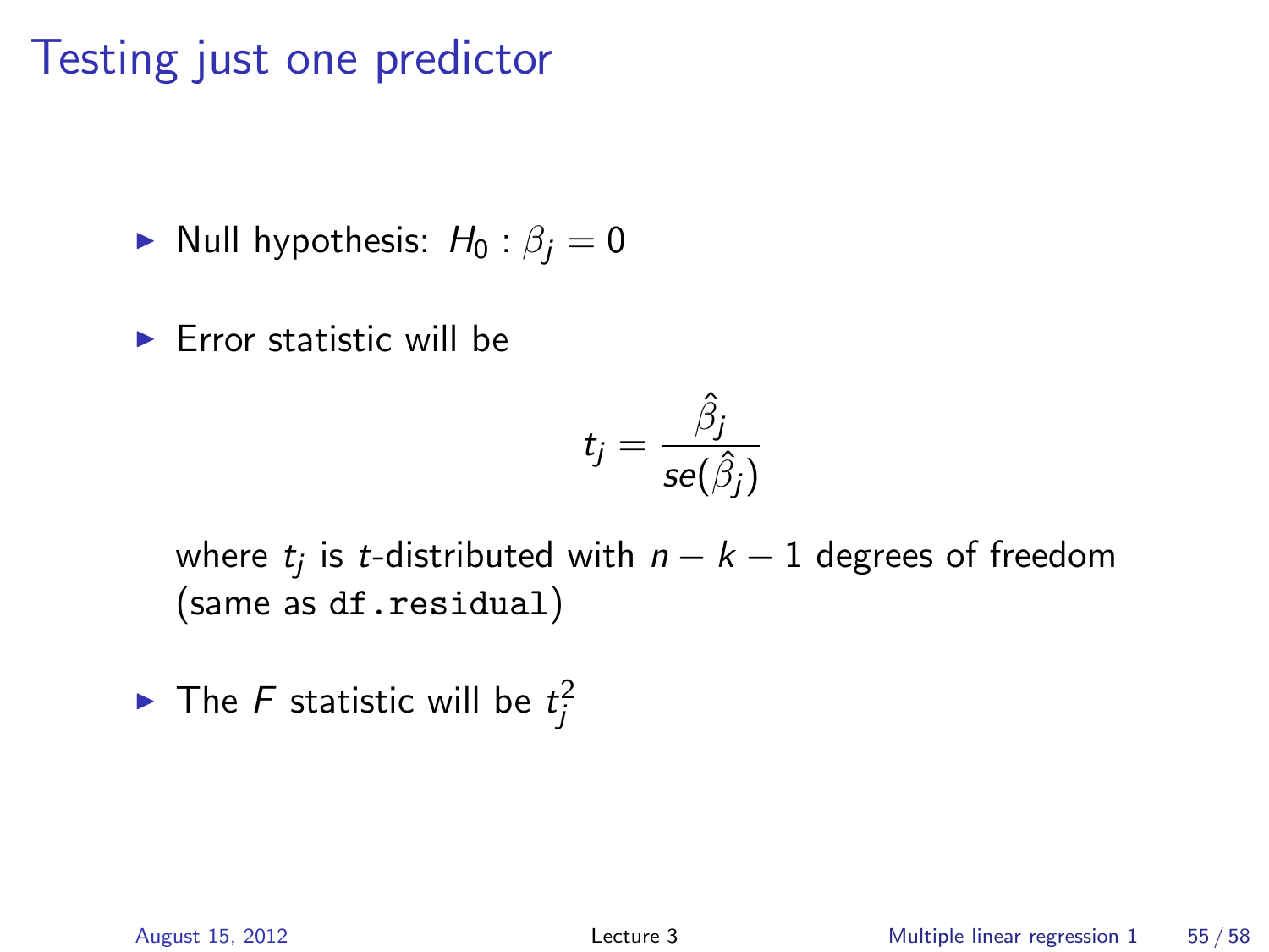# Testing just one predictor

- Null hypothesis: $H_0 : \beta_j = 0$

- Error statistic will be

$$t_j = \frac{\hat{\beta}_j}{se(\hat{\beta}_j)}$$

  where $t_j$ is $t$-distributed with $n - k - 1$ degrees of freedom (same as `df.residual`)

- The $F$ statistic will be $t_j^2$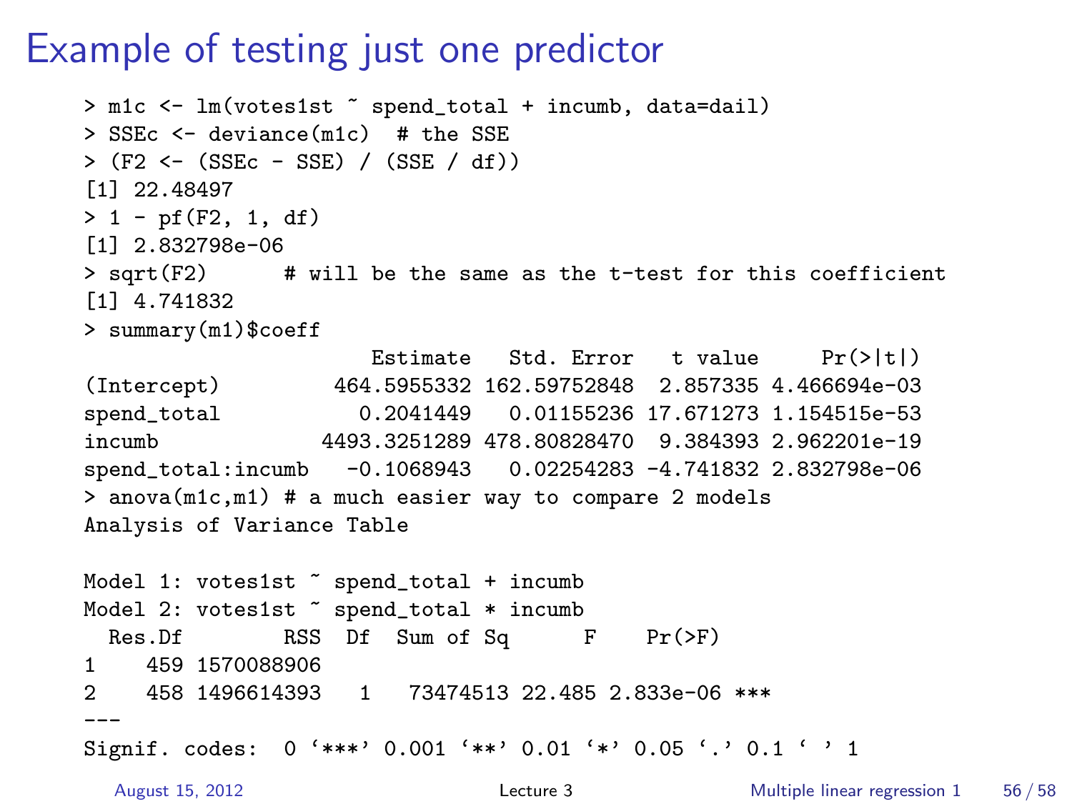# Example of testing just one predictor

```
> m1c <- lm(votes1st ~ spend_total + incumb, data=dail)
> SSEc <- deviance(m1c)  # the SSE
> (F2 <- (SSEc - SSE) / (SSE / df))
[1] 22.48497
> 1 - pf(F2, 1, df)
[1] 2.832798e-06
> sqrt(F2)      # will be the same as the t-test for this coefficient
[1] 4.741832
> summary(m1)$coeff
                      Estimate   Std. Error   t value     Pr(>|t|)
(Intercept)        464.5955332 162.59752848  2.857335 4.466694e-03
spend_total          0.2041449   0.01155236 17.671273 1.154515e-53
incumb            4493.3251289 478.80828470  9.384393 2.962201e-19
spend_total:incumb  -0.1068943   0.02254283 -4.741832 2.832798e-06
> anova(m1c,m1) # a much easier way to compare 2 models
Analysis of Variance Table

Model 1: votes1st ~ spend_total + incumb
Model 2: votes1st ~ spend_total * incumb
  Res.Df        RSS  Df  Sum of Sq      F    Pr(>F)
1    459 1570088906
2    458 1496614393   1   73474513 22.485 2.833e-06 ***
---
Signif. codes:  0 ‘***’ 0.001 ‘**’ 0.01 ‘*’ 0.05 ‘.’ 0.1 ‘ ’ 1
```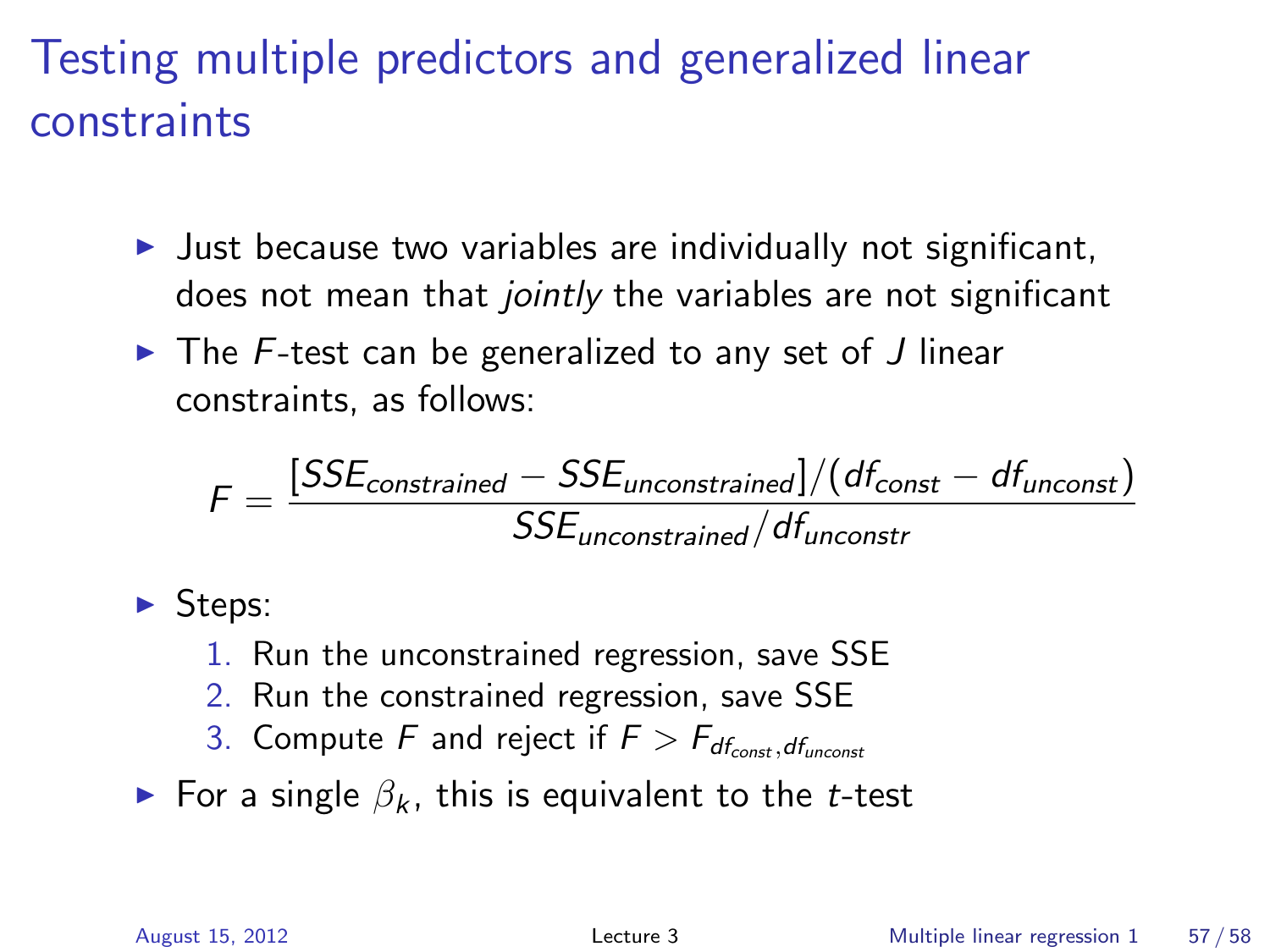# Testing multiple predictors and generalized linear constraints

- Just because two variables are individually not significant, does not mean that *jointly* the variables are not significant
- The $F$-test can be generalized to any set of $J$ linear constraints, as follows:

$$F = \frac{[SSE_{constrained} - SSE_{unconstrained}]/(df_{const} - df_{unconst})}{SSE_{unconstrained}/df_{unconstr}}$$

- Steps:
  1. Run the unconstrained regression, save SSE
  2. Run the constrained regression, save SSE
  3. Compute $F$ and reject if $F > F_{df_{const}, df_{unconst}}$
- For a single $\beta_k$, this is equivalent to the $t$-test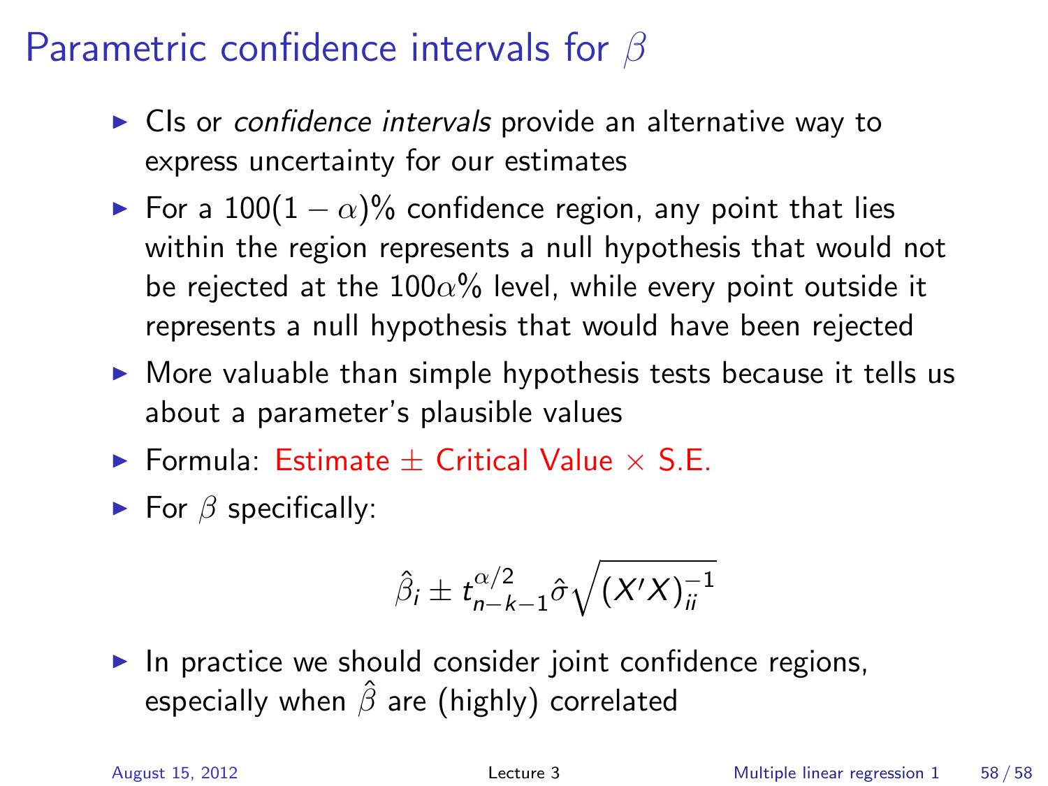# Parametric confidence intervals for $\beta$

- CIs or *confidence intervals* provide an alternative way to express uncertainty for our estimates
- For a $100(1-\alpha)\%$ confidence region, any point that lies within the region represents a null hypothesis that would not be rejected at the $100\alpha\%$ level, while every point outside it represents a null hypothesis that would have been rejected
- More valuable than simple hypothesis tests because it tells us about a parameter's plausible values
- Formula: Estimate $\pm$ Critical Value $\times$ S.E.
- For $\beta$ specifically:

$$\hat{\beta}_i \pm t_{n-k-1}^{\alpha/2} \hat{\sigma} \sqrt{(X'X)_{ii}^{-1}}$$

- In practice we should consider joint confidence regions, especially when $\hat{\beta}$ are (highly) correlated